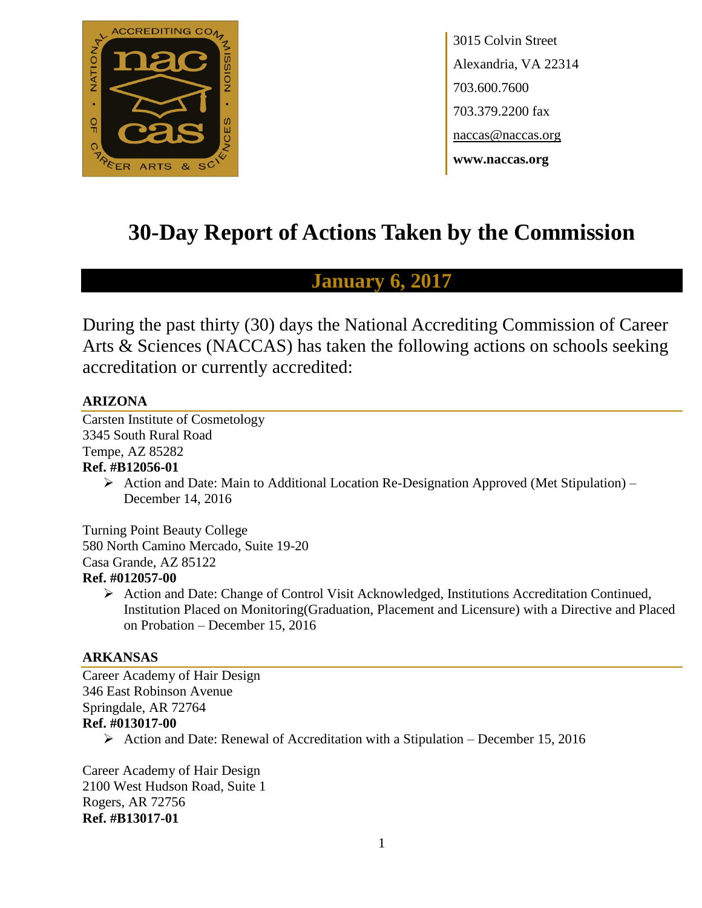3015 Colvin Street
Alexandria, VA 22314
703.600.7600
703.379.2200 fax
naccas@naccas.org
**www.naccas.org**

# 30-Day Report of Actions Taken by the Commission

## January 6, 2017

During the past thirty (30) days the National Accrediting Commission of Career Arts & Sciences (NACCAS) has taken the following actions on schools seeking accreditation or currently accredited:

### ARIZONA

Carsten Institute of Cosmetology
3345 South Rural Road
Tempe, AZ 85282
**Ref. #B12056-01**

- Action and Date: Main to Additional Location Re-Designation Approved (Met Stipulation) – December 14, 2016

Turning Point Beauty College
580 North Camino Mercado, Suite 19-20
Casa Grande, AZ 85122
**Ref. #012057-00**

- Action and Date: Change of Control Visit Acknowledged, Institutions Accreditation Continued, Institution Placed on Monitoring(Graduation, Placement and Licensure) with a Directive and Placed on Probation – December 15, 2016

### ARKANSAS

Career Academy of Hair Design
346 East Robinson Avenue
Springdale, AR 72764
**Ref. #013017-00**

- Action and Date: Renewal of Accreditation with a Stipulation – December 15, 2016

Career Academy of Hair Design
2100 West Hudson Road, Suite 1
Rogers, AR 72756
**Ref. #B13017-01**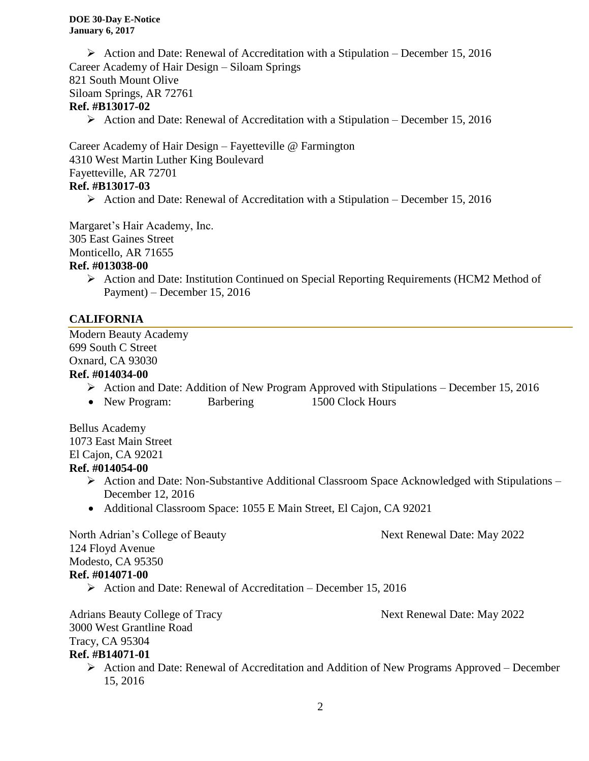- Action and Date: Renewal of Accreditation with a Stipulation – December 15, 2016

Career Academy of Hair Design – Siloam Springs
821 South Mount Olive
Siloam Springs, AR 72761
**Ref. #B13017-02**

- Action and Date: Renewal of Accreditation with a Stipulation – December 15, 2016

Career Academy of Hair Design – Fayetteville @ Farmington
4310 West Martin Luther King Boulevard
Fayetteville, AR 72701
**Ref. #B13017-03**

- Action and Date: Renewal of Accreditation with a Stipulation – December 15, 2016

Margaret's Hair Academy, Inc.
305 East Gaines Street
Monticello, AR 71655
**Ref. #013038-00**

- Action and Date: Institution Continued on Special Reporting Requirements (HCM2 Method of Payment) – December 15, 2016

## CALIFORNIA

Modern Beauty Academy
699 South C Street
Oxnard, CA 93030
**Ref. #014034-00**

- Action and Date: Addition of New Program Approved with Stipulations – December 15, 2016
- New Program: Barbering 1500 Clock Hours

Bellus Academy
1073 East Main Street
El Cajon, CA 92021
**Ref. #014054-00**

- Action and Date: Non-Substantive Additional Classroom Space Acknowledged with Stipulations – December 12, 2016
- Additional Classroom Space: 1055 E Main Street, El Cajon, CA 92021

North Adrian's College of Beauty — Next Renewal Date: May 2022
124 Floyd Avenue
Modesto, CA 95350
**Ref. #014071-00**

- Action and Date: Renewal of Accreditation – December 15, 2016

Adrians Beauty College of Tracy — Next Renewal Date: May 2022
3000 West Grantline Road
Tracy, CA 95304
**Ref. #B14071-01**

- Action and Date: Renewal of Accreditation and Addition of New Programs Approved – December 15, 2016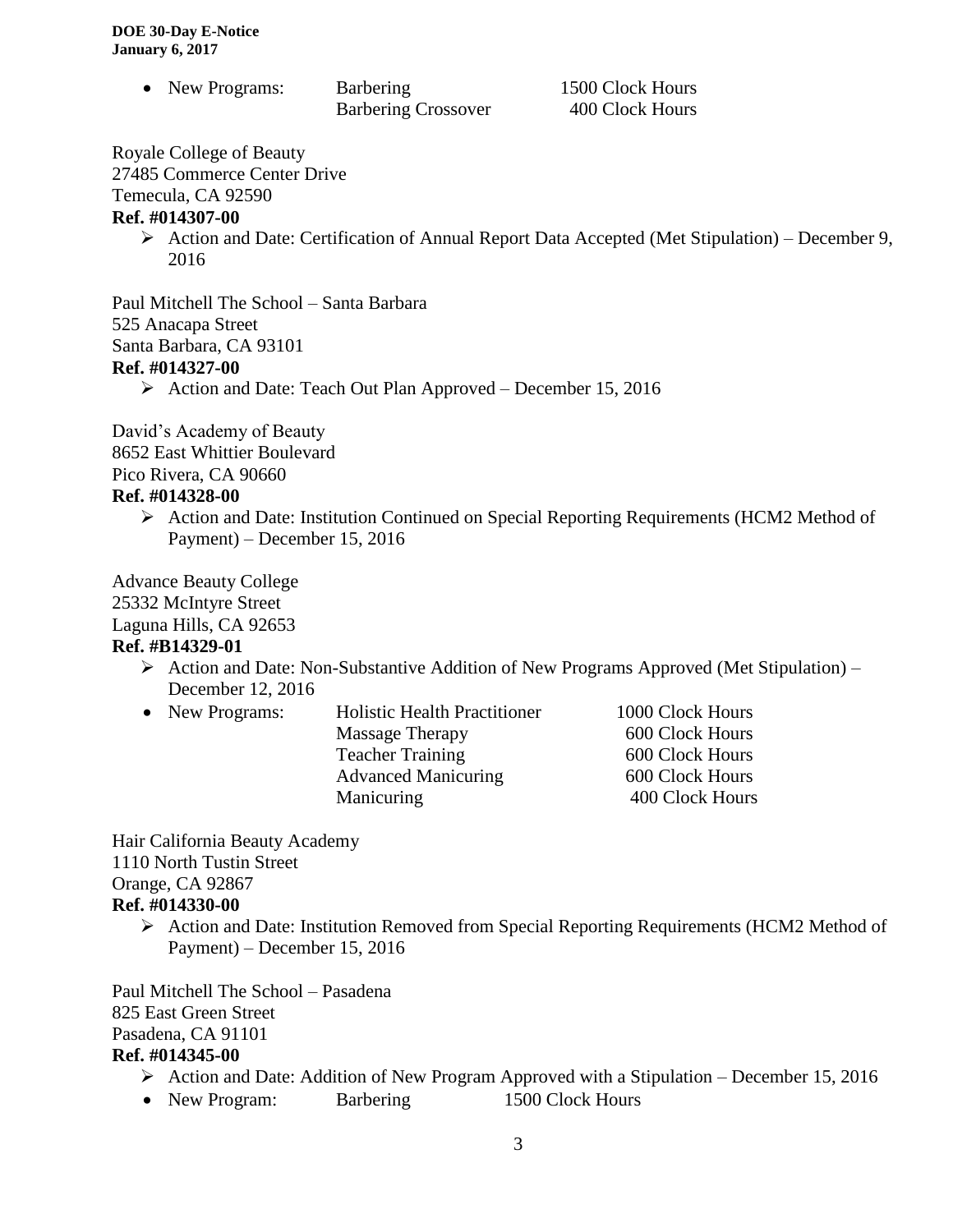- New Programs: Barbering 1500 Clock Hours
  Barbering Crossover 400 Clock Hours

Royale College of Beauty
27485 Commerce Center Drive
Temecula, CA 92590
**Ref. #014307-00**

- ➢ Action and Date: Certification of Annual Report Data Accepted (Met Stipulation) – December 9, 2016

Paul Mitchell The School – Santa Barbara
525 Anacapa Street
Santa Barbara, CA 93101
**Ref. #014327-00**

- ➢ Action and Date: Teach Out Plan Approved – December 15, 2016

David's Academy of Beauty
8652 East Whittier Boulevard
Pico Rivera, CA 90660
**Ref. #014328-00**

- ➢ Action and Date: Institution Continued on Special Reporting Requirements (HCM2 Method of Payment) – December 15, 2016

Advance Beauty College
25332 McIntyre Street
Laguna Hills, CA 92653
**Ref. #B14329-01**

- ➢ Action and Date: Non-Substantive Addition of New Programs Approved (Met Stipulation) – December 12, 2016
- New Programs: Holistic Health Practitioner 1000 Clock Hours
  Massage Therapy 600 Clock Hours
  Teacher Training 600 Clock Hours
  Advanced Manicuring 600 Clock Hours
  Manicuring 400 Clock Hours

Hair California Beauty Academy
1110 North Tustin Street
Orange, CA 92867
**Ref. #014330-00**

- ➢ Action and Date: Institution Removed from Special Reporting Requirements (HCM2 Method of Payment) – December 15, 2016

Paul Mitchell The School – Pasadena
825 East Green Street
Pasadena, CA 91101
**Ref. #014345-00**

- ➢ Action and Date: Addition of New Program Approved with a Stipulation – December 15, 2016
- New Program: Barbering 1500 Clock Hours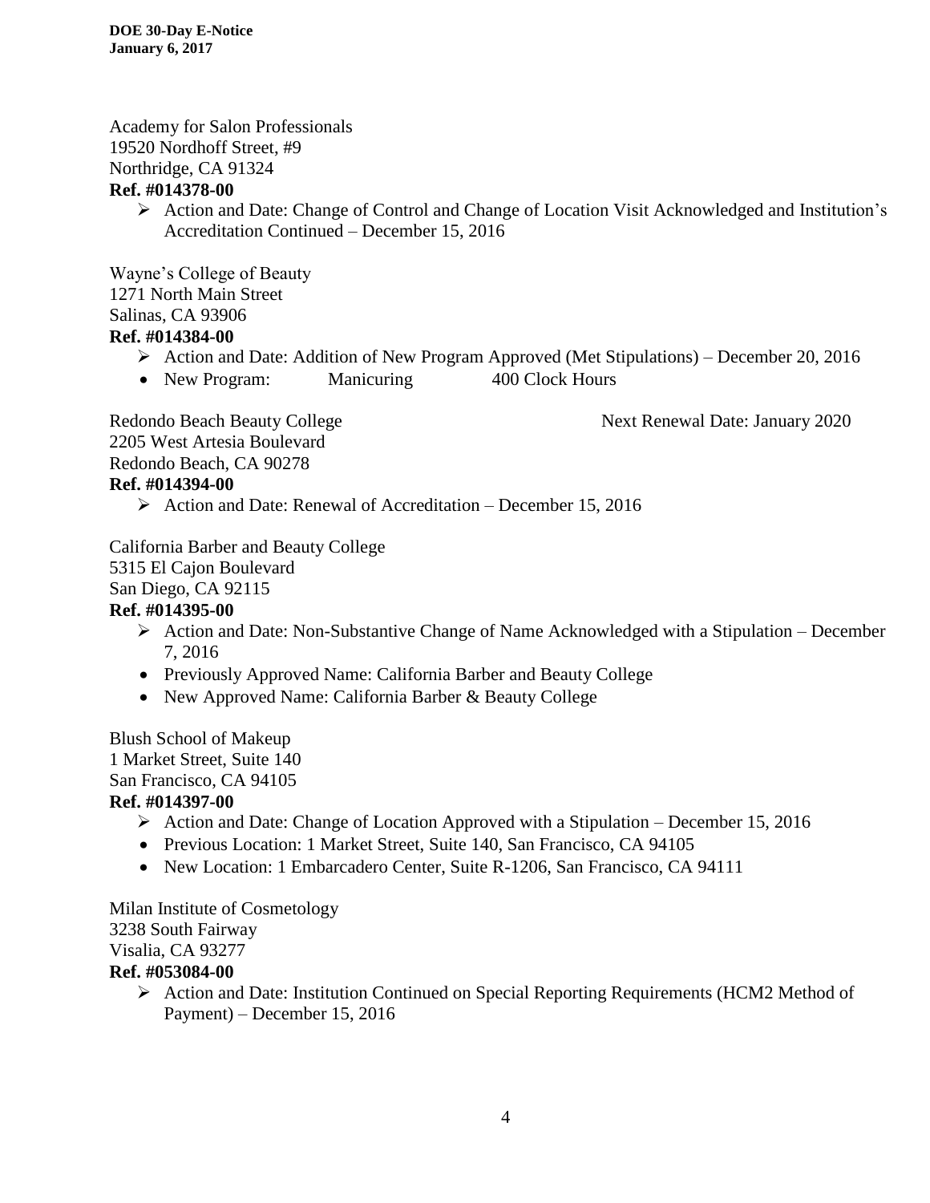Academy for Salon Professionals
19520 Nordhoff Street, #9
Northridge, CA 91324
**Ref. #014378-00**

- Action and Date: Change of Control and Change of Location Visit Acknowledged and Institution's Accreditation Continued – December 15, 2016

Wayne's College of Beauty
1271 North Main Street
Salinas, CA 93906
**Ref. #014384-00**

- Action and Date: Addition of New Program Approved (Met Stipulations) – December 20, 2016
- New Program: Manicuring 400 Clock Hours

Redondo Beach Beauty College Next Renewal Date: January 2020
2205 West Artesia Boulevard
Redondo Beach, CA 90278
**Ref. #014394-00**

- Action and Date: Renewal of Accreditation – December 15, 2016

California Barber and Beauty College
5315 El Cajon Boulevard
San Diego, CA 92115
**Ref. #014395-00**

- Action and Date: Non-Substantive Change of Name Acknowledged with a Stipulation – December 7, 2016
- Previously Approved Name: California Barber and Beauty College
- New Approved Name: California Barber & Beauty College

Blush School of Makeup
1 Market Street, Suite 140
San Francisco, CA 94105
**Ref. #014397-00**

- Action and Date: Change of Location Approved with a Stipulation – December 15, 2016
- Previous Location: 1 Market Street, Suite 140, San Francisco, CA 94105
- New Location: 1 Embarcadero Center, Suite R-1206, San Francisco, CA 94111

Milan Institute of Cosmetology
3238 South Fairway
Visalia, CA 93277
**Ref. #053084-00**

- Action and Date: Institution Continued on Special Reporting Requirements (HCM2 Method of Payment) – December 15, 2016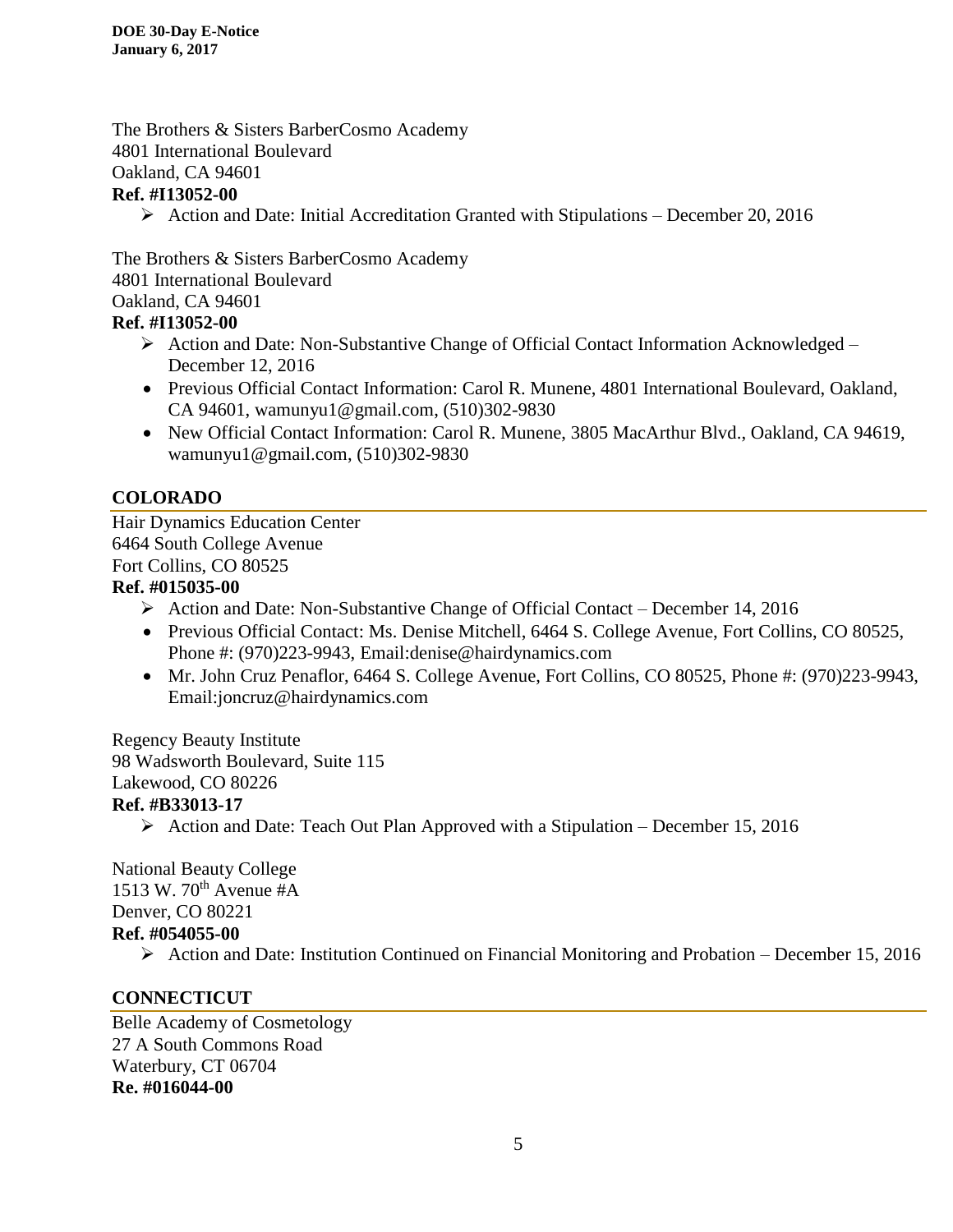The Brothers & Sisters BarberCosmo Academy
4801 International Boulevard
Oakland, CA 94601
**Ref. #I13052-00**

- Action and Date: Initial Accreditation Granted with Stipulations – December 20, 2016

The Brothers & Sisters BarberCosmo Academy
4801 International Boulevard
Oakland, CA 94601
**Ref. #I13052-00**

- Action and Date: Non-Substantive Change of Official Contact Information Acknowledged – December 12, 2016
  - Previous Official Contact Information: Carol R. Munene, 4801 International Boulevard, Oakland, CA 94601, wamunyu1@gmail.com, (510)302-9830
  - New Official Contact Information: Carol R. Munene, 3805 MacArthur Blvd., Oakland, CA 94619, wamunyu1@gmail.com, (510)302-9830

## COLORADO

Hair Dynamics Education Center
6464 South College Avenue
Fort Collins, CO 80525
**Ref. #015035-00**

- Action and Date: Non-Substantive Change of Official Contact – December 14, 2016
  - Previous Official Contact: Ms. Denise Mitchell, 6464 S. College Avenue, Fort Collins, CO 80525, Phone #: (970)223-9943, Email:denise@hairdynamics.com
  - Mr. John Cruz Penaflor, 6464 S. College Avenue, Fort Collins, CO 80525, Phone #: (970)223-9943, Email:joncruz@hairdynamics.com

Regency Beauty Institute
98 Wadsworth Boulevard, Suite 115
Lakewood, CO 80226
**Ref. #B33013-17**

- Action and Date: Teach Out Plan Approved with a Stipulation – December 15, 2016

National Beauty College
1513 W. 70th Avenue #A
Denver, CO 80221
**Ref. #054055-00**

- Action and Date: Institution Continued on Financial Monitoring and Probation – December 15, 2016

## CONNECTICUT

Belle Academy of Cosmetology
27 A South Commons Road
Waterbury, CT 06704
**Re. #016044-00**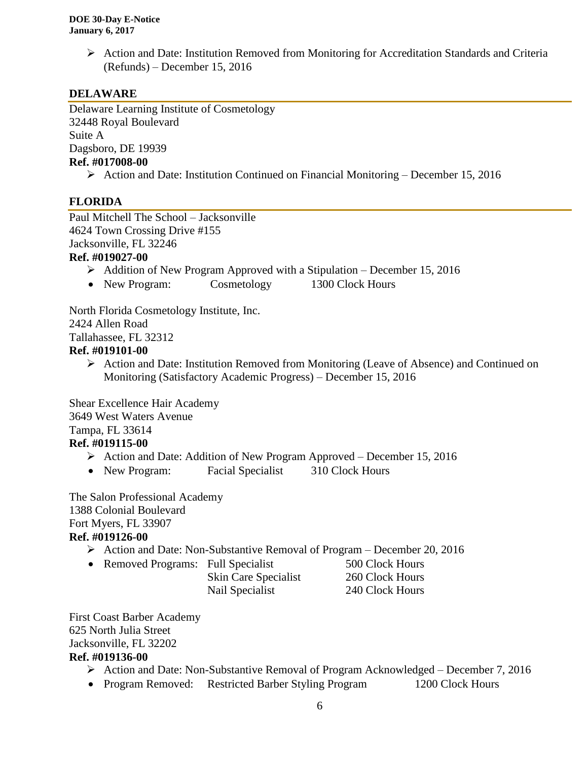- Action and Date: Institution Removed from Monitoring for Accreditation Standards and Criteria (Refunds) – December 15, 2016

## DELAWARE

Delaware Learning Institute of Cosmetology
32448 Royal Boulevard
Suite A
Dagsboro, DE 19939
**Ref. #017008-00**

- Action and Date: Institution Continued on Financial Monitoring – December 15, 2016

## FLORIDA

Paul Mitchell The School – Jacksonville
4624 Town Crossing Drive #155
Jacksonville, FL 32246
**Ref. #019027-00**

- Addition of New Program Approved with a Stipulation – December 15, 2016
- New Program: Cosmetology 1300 Clock Hours

North Florida Cosmetology Institute, Inc.
2424 Allen Road
Tallahassee, FL 32312
**Ref. #019101-00**

- Action and Date: Institution Removed from Monitoring (Leave of Absence) and Continued on Monitoring (Satisfactory Academic Progress) – December 15, 2016

Shear Excellence Hair Academy
3649 West Waters Avenue
Tampa, FL 33614
**Ref. #019115-00**

- Action and Date: Addition of New Program Approved – December 15, 2016
- New Program: Facial Specialist 310 Clock Hours

The Salon Professional Academy
1388 Colonial Boulevard
Fort Myers, FL 33907
**Ref. #019126-00**

- Action and Date: Non-Substantive Removal of Program – December 20, 2016
- Removed Programs:
  - Full Specialist 500 Clock Hours
  - Skin Care Specialist 260 Clock Hours
  - Nail Specialist 240 Clock Hours

First Coast Barber Academy
625 North Julia Street
Jacksonville, FL 32202
**Ref. #019136-00**

- Action and Date: Non-Substantive Removal of Program Acknowledged – December 7, 2016
- Program Removed: Restricted Barber Styling Program 1200 Clock Hours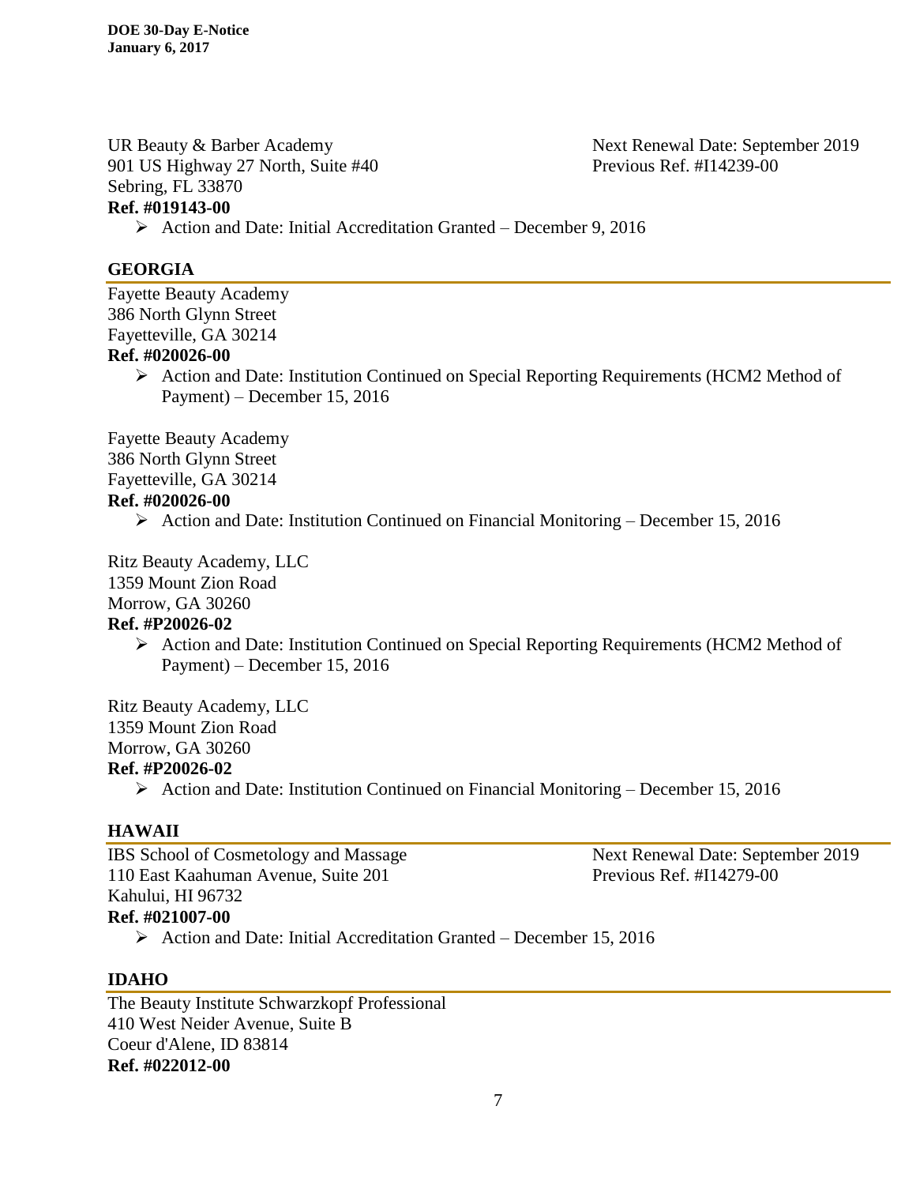UR Beauty & Barber Academy
901 US Highway 27 North, Suite #40
Sebring, FL 33870
**Ref. #019143-00**

Next Renewal Date: September 2019
Previous Ref. #I14239-00

- Action and Date: Initial Accreditation Granted – December 9, 2016

## GEORGIA

Fayette Beauty Academy
386 North Glynn Street
Fayetteville, GA 30214
**Ref. #020026-00**

- Action and Date: Institution Continued on Special Reporting Requirements (HCM2 Method of Payment) – December 15, 2016

Fayette Beauty Academy
386 North Glynn Street
Fayetteville, GA 30214
**Ref. #020026-00**

- Action and Date: Institution Continued on Financial Monitoring – December 15, 2016

Ritz Beauty Academy, LLC
1359 Mount Zion Road
Morrow, GA 30260
**Ref. #P20026-02**

- Action and Date: Institution Continued on Special Reporting Requirements (HCM2 Method of Payment) – December 15, 2016

Ritz Beauty Academy, LLC
1359 Mount Zion Road
Morrow, GA 30260
**Ref. #P20026-02**

- Action and Date: Institution Continued on Financial Monitoring – December 15, 2016

## HAWAII

IBS School of Cosmetology and Massage
110 East Kaahuman Avenue, Suite 201
Kahului, HI 96732
**Ref. #021007-00**

Next Renewal Date: September 2019
Previous Ref. #I14279-00

- Action and Date: Initial Accreditation Granted – December 15, 2016

## IDAHO

The Beauty Institute Schwarzkopf Professional
410 West Neider Avenue, Suite B
Coeur d'Alene, ID 83814
**Ref. #022012-00**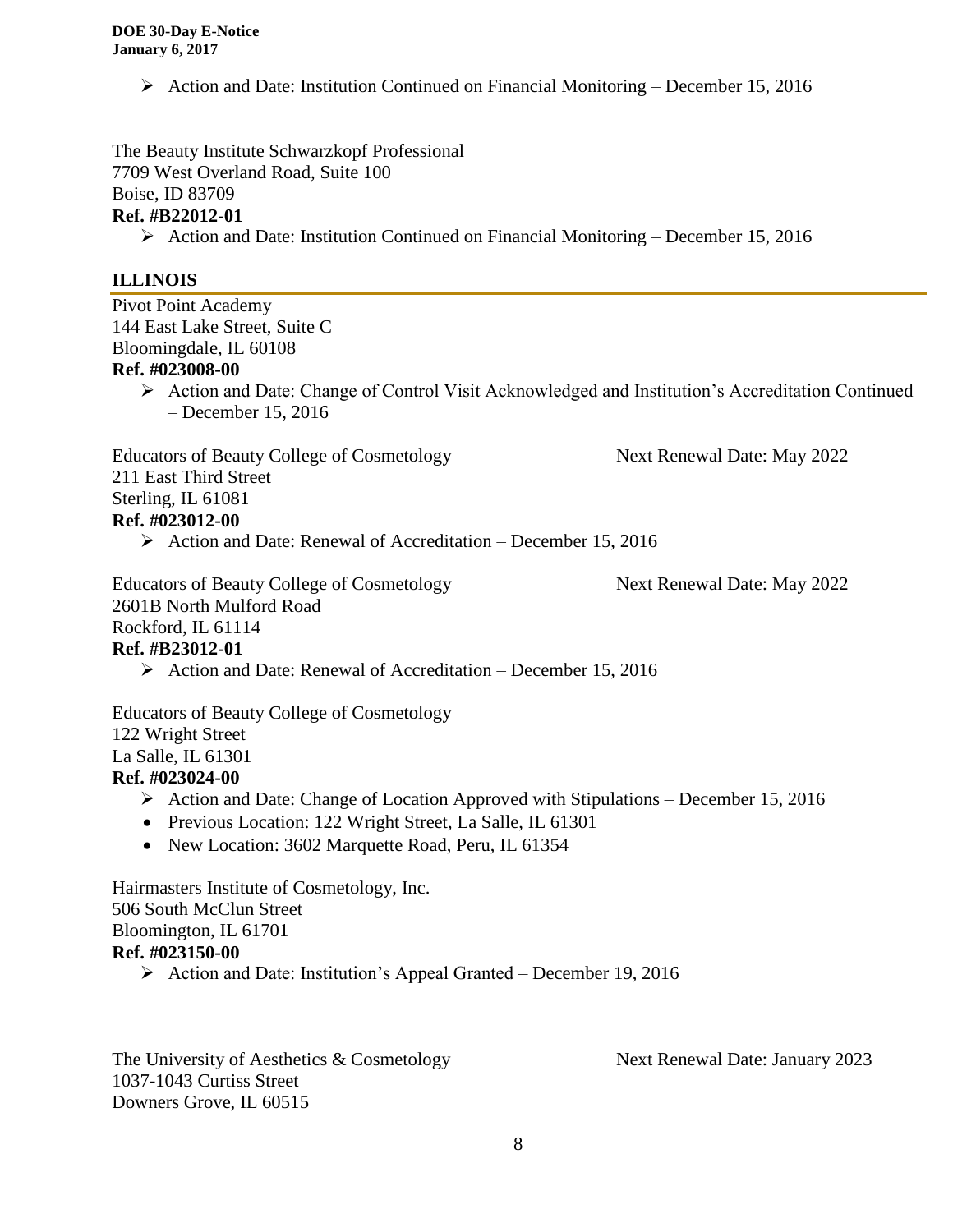- Action and Date: Institution Continued on Financial Monitoring – December 15, 2016

The Beauty Institute Schwarzkopf Professional
7709 West Overland Road, Suite 100
Boise, ID 83709
**Ref. #B22012-01**

- Action and Date: Institution Continued on Financial Monitoring – December 15, 2016

## ILLINOIS

Pivot Point Academy
144 East Lake Street, Suite C
Bloomingdale, IL 60108
**Ref. #023008-00**

- Action and Date: Change of Control Visit Acknowledged and Institution's Accreditation Continued – December 15, 2016

Educators of Beauty College of Cosmetology — Next Renewal Date: May 2022
211 East Third Street
Sterling, IL 61081
**Ref. #023012-00**

- Action and Date: Renewal of Accreditation – December 15, 2016

Educators of Beauty College of Cosmetology — Next Renewal Date: May 2022
2601B North Mulford Road
Rockford, IL 61114
**Ref. #B23012-01**

- Action and Date: Renewal of Accreditation – December 15, 2016

Educators of Beauty College of Cosmetology
122 Wright Street
La Salle, IL 61301
**Ref. #023024-00**

- Action and Date: Change of Location Approved with Stipulations – December 15, 2016
  - Previous Location: 122 Wright Street, La Salle, IL 61301
  - New Location: 3602 Marquette Road, Peru, IL 61354

Hairmasters Institute of Cosmetology, Inc.
506 South McClun Street
Bloomington, IL 61701
**Ref. #023150-00**

- Action and Date: Institution's Appeal Granted – December 19, 2016

The University of Aesthetics & Cosmetology — Next Renewal Date: January 2023
1037-1043 Curtiss Street
Downers Grove, IL 60515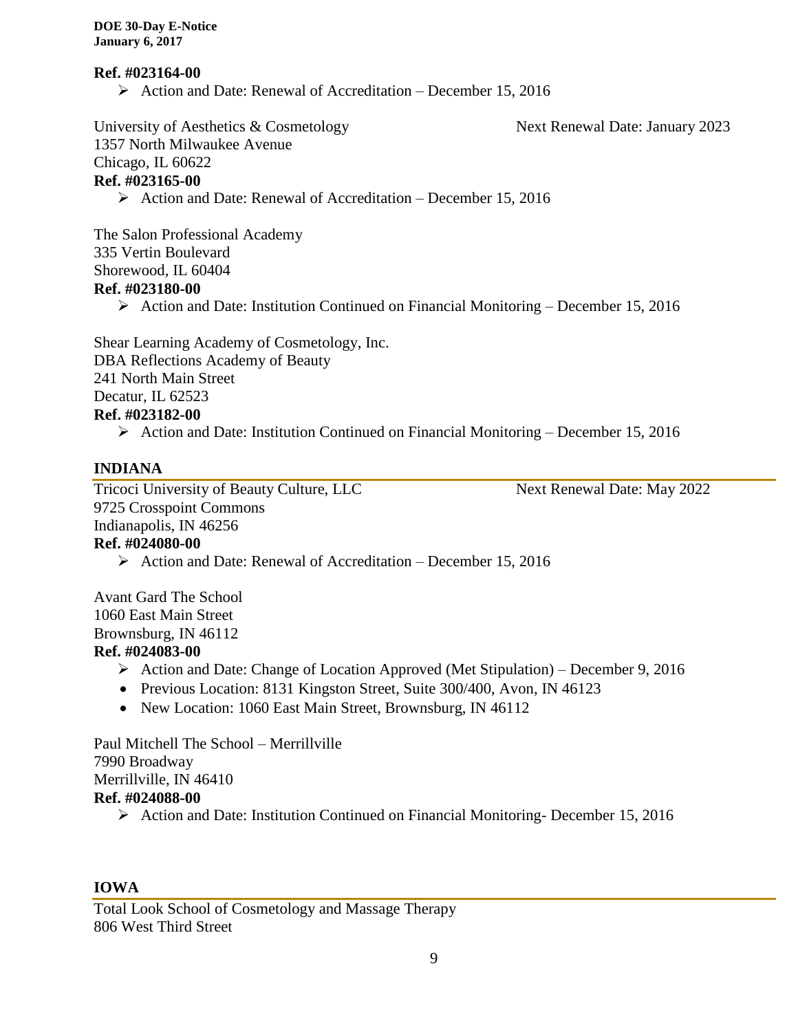**Ref. #023164-00**

- Action and Date: Renewal of Accreditation – December 15, 2016

University of Aesthetics & Cosmetology Next Renewal Date: January 2023
1357 North Milwaukee Avenue
Chicago, IL 60622
**Ref. #023165-00**

- Action and Date: Renewal of Accreditation – December 15, 2016

The Salon Professional Academy
335 Vertin Boulevard
Shorewood, IL 60404
**Ref. #023180-00**

- Action and Date: Institution Continued on Financial Monitoring – December 15, 2016

Shear Learning Academy of Cosmetology, Inc.
DBA Reflections Academy of Beauty
241 North Main Street
Decatur, IL 62523
**Ref. #023182-00**

- Action and Date: Institution Continued on Financial Monitoring – December 15, 2016

## INDIANA

Tricoci University of Beauty Culture, LLC Next Renewal Date: May 2022
9725 Crosspoint Commons
Indianapolis, IN 46256
**Ref. #024080-00**

- Action and Date: Renewal of Accreditation – December 15, 2016

Avant Gard The School
1060 East Main Street
Brownsburg, IN 46112
**Ref. #024083-00**

- Action and Date: Change of Location Approved (Met Stipulation) – December 9, 2016
- Previous Location: 8131 Kingston Street, Suite 300/400, Avon, IN 46123
- New Location: 1060 East Main Street, Brownsburg, IN 46112

Paul Mitchell The School – Merrillville
7990 Broadway
Merrillville, IN 46410
**Ref. #024088-00**

- Action and Date: Institution Continued on Financial Monitoring- December 15, 2016

## IOWA

Total Look School of Cosmetology and Massage Therapy
806 West Third Street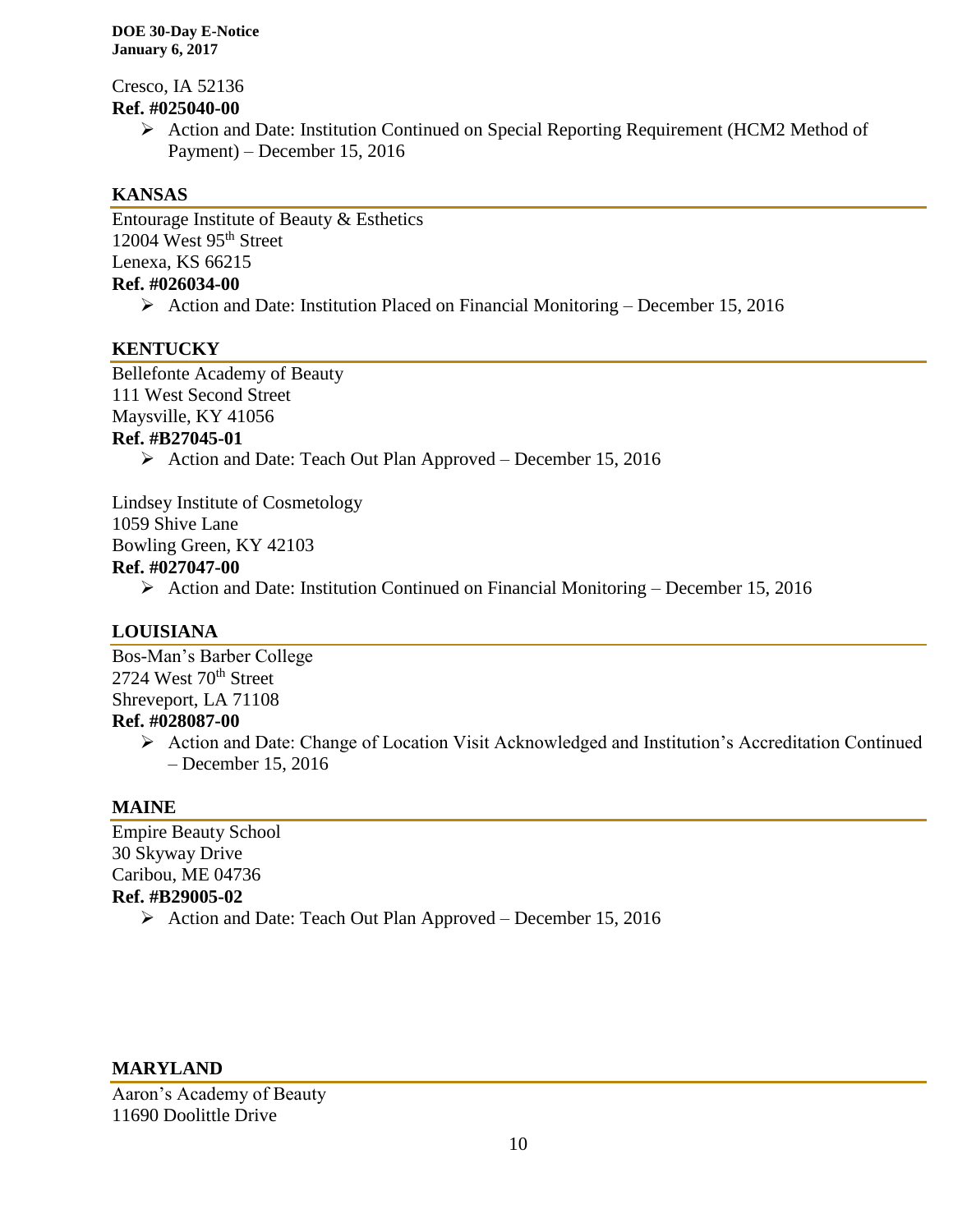Cresco, IA 52136

**Ref. #025040-00**

- Action and Date: Institution Continued on Special Reporting Requirement (HCM2 Method of Payment) – December 15, 2016

## KANSAS

Entourage Institute of Beauty & Esthetics
12004 West 95th Street
Lenexa, KS 66215

**Ref. #026034-00**

- Action and Date: Institution Placed on Financial Monitoring – December 15, 2016

## KENTUCKY

Bellefonte Academy of Beauty
111 West Second Street
Maysville, KY 41056

**Ref. #B27045-01**

- Action and Date: Teach Out Plan Approved – December 15, 2016

Lindsey Institute of Cosmetology
1059 Shive Lane
Bowling Green, KY 42103

**Ref. #027047-00**

- Action and Date: Institution Continued on Financial Monitoring – December 15, 2016

## LOUISIANA

Bos-Man's Barber College
2724 West 70th Street
Shreveport, LA 71108

**Ref. #028087-00**

- Action and Date: Change of Location Visit Acknowledged and Institution's Accreditation Continued – December 15, 2016

## MAINE

Empire Beauty School
30 Skyway Drive
Caribou, ME 04736

**Ref. #B29005-02**

- Action and Date: Teach Out Plan Approved – December 15, 2016

## MARYLAND

Aaron's Academy of Beauty
11690 Doolittle Drive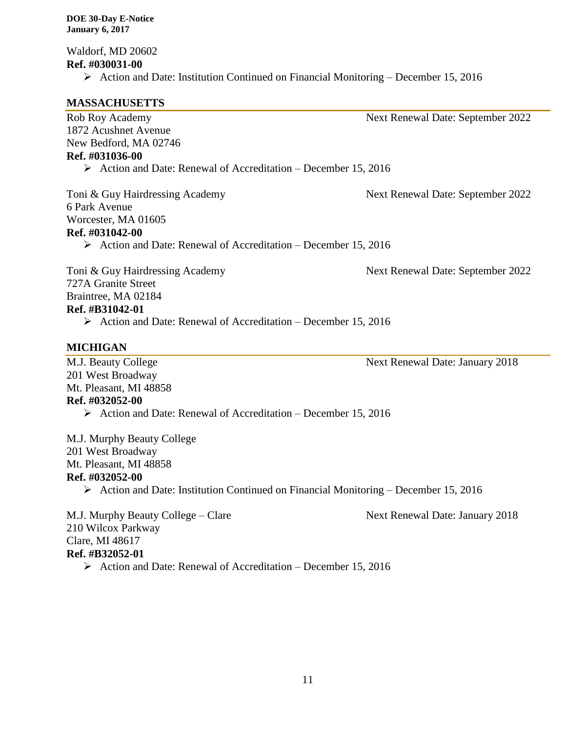Waldorf, MD 20602
**Ref. #030031-00**

- Action and Date: Institution Continued on Financial Monitoring – December 15, 2016

## MASSACHUSETTS

Rob Roy Academy Next Renewal Date: September 2022
1872 Acushnet Avenue
New Bedford, MA 02746
**Ref. #031036-00**

- Action and Date: Renewal of Accreditation – December 15, 2016

Toni & Guy Hairdressing Academy Next Renewal Date: September 2022
6 Park Avenue
Worcester, MA 01605
**Ref. #031042-00**

- Action and Date: Renewal of Accreditation – December 15, 2016

Toni & Guy Hairdressing Academy Next Renewal Date: September 2022
727A Granite Street
Braintree, MA 02184
**Ref. #B31042-01**

- Action and Date: Renewal of Accreditation – December 15, 2016

## MICHIGAN

M.J. Beauty College Next Renewal Date: January 2018
201 West Broadway
Mt. Pleasant, MI 48858
**Ref. #032052-00**

- Action and Date: Renewal of Accreditation – December 15, 2016

M.J. Murphy Beauty College
201 West Broadway
Mt. Pleasant, MI 48858
**Ref. #032052-00**

- Action and Date: Institution Continued on Financial Monitoring – December 15, 2016

M.J. Murphy Beauty College – Clare Next Renewal Date: January 2018
210 Wilcox Parkway
Clare, MI 48617
**Ref. #B32052-01**

- Action and Date: Renewal of Accreditation – December 15, 2016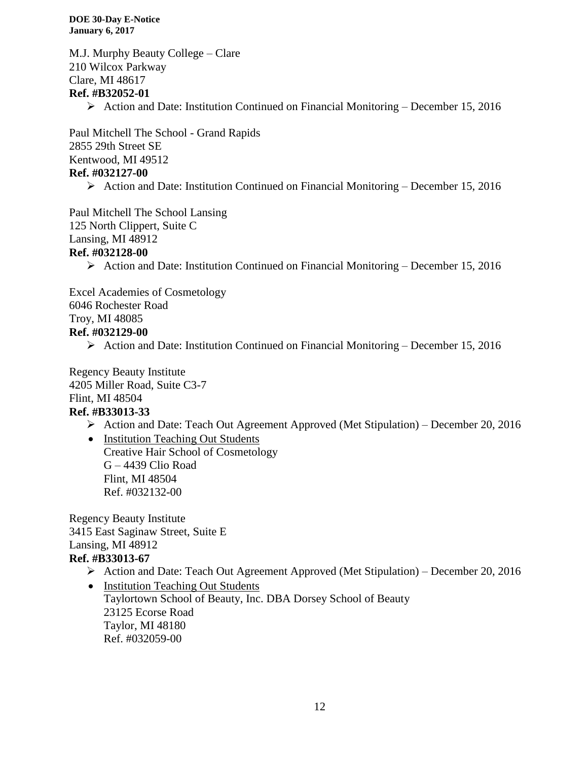M.J. Murphy Beauty College – Clare
210 Wilcox Parkway
Clare, MI 48617
**Ref. #B32052-01**

- Action and Date: Institution Continued on Financial Monitoring – December 15, 2016

Paul Mitchell The School - Grand Rapids
2855 29th Street SE
Kentwood, MI 49512
**Ref. #032127-00**

- Action and Date: Institution Continued on Financial Monitoring – December 15, 2016

Paul Mitchell The School Lansing
125 North Clippert, Suite C
Lansing, MI 48912
**Ref. #032128-00**

- Action and Date: Institution Continued on Financial Monitoring – December 15, 2016

Excel Academies of Cosmetology
6046 Rochester Road
Troy, MI 48085
**Ref. #032129-00**

- Action and Date: Institution Continued on Financial Monitoring – December 15, 2016

Regency Beauty Institute
4205 Miller Road, Suite C3-7
Flint, MI 48504
**Ref. #B33013-33**

- Action and Date: Teach Out Agreement Approved (Met Stipulation) – December 20, 2016
- Institution Teaching Out Students
  Creative Hair School of Cosmetology
  G – 4439 Clio Road
  Flint, MI 48504
  Ref. #032132-00

Regency Beauty Institute
3415 East Saginaw Street, Suite E
Lansing, MI 48912
**Ref. #B33013-67**

- Action and Date: Teach Out Agreement Approved (Met Stipulation) – December 20, 2016
- Institution Teaching Out Students
  Taylortown School of Beauty, Inc. DBA Dorsey School of Beauty
  23125 Ecorse Road
  Taylor, MI 48180
  Ref. #032059-00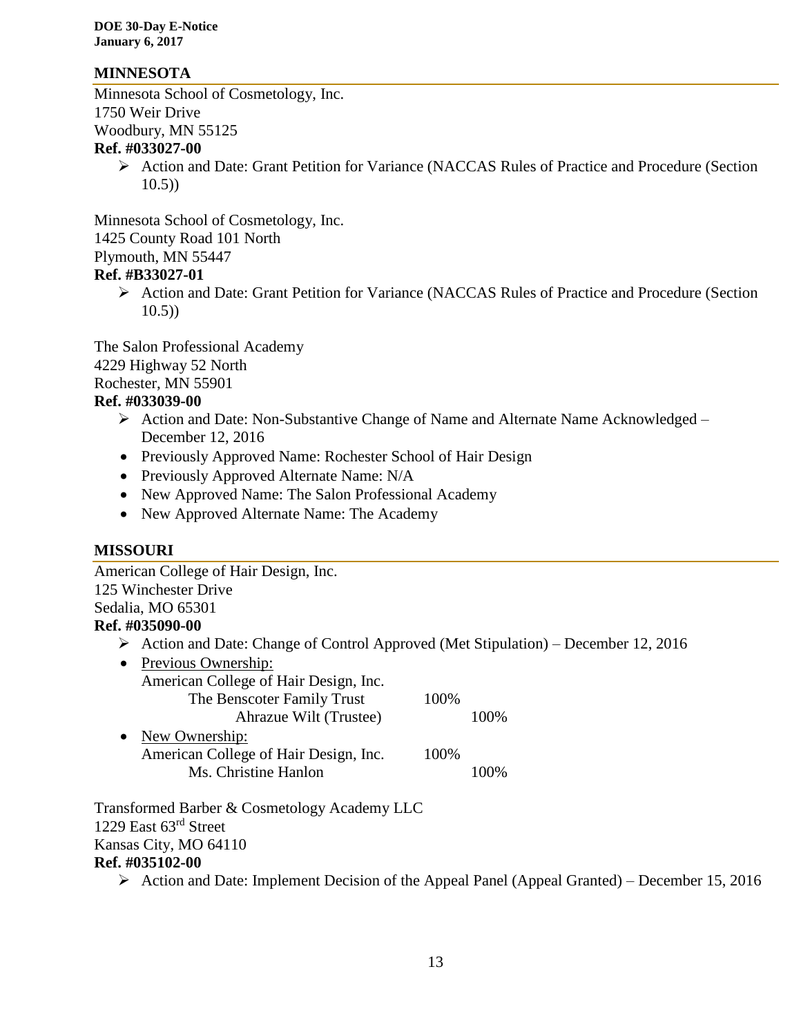## MINNESOTA

Minnesota School of Cosmetology, Inc.
1750 Weir Drive
Woodbury, MN 55125
**Ref. #033027-00**

- Action and Date: Grant Petition for Variance (NACCAS Rules of Practice and Procedure (Section 10.5))

Minnesota School of Cosmetology, Inc.
1425 County Road 101 North
Plymouth, MN 55447
**Ref. #B33027-01**

- Action and Date: Grant Petition for Variance (NACCAS Rules of Practice and Procedure (Section 10.5))

The Salon Professional Academy
4229 Highway 52 North
Rochester, MN 55901
**Ref. #033039-00**

- Action and Date: Non-Substantive Change of Name and Alternate Name Acknowledged – December 12, 2016
  - Previously Approved Name: Rochester School of Hair Design
  - Previously Approved Alternate Name: N/A
  - New Approved Name: The Salon Professional Academy
  - New Approved Alternate Name: The Academy

## MISSOURI

American College of Hair Design, Inc.
125 Winchester Drive
Sedalia, MO 65301
**Ref. #035090-00**

- Action and Date: Change of Control Approved (Met Stipulation) – December 12, 2016
  - Previous Ownership:
    American College of Hair Design, Inc.
    The Benscoter Family Trust 100%
    Ahrazue Wilt (Trustee) 100%
  - New Ownership:
    American College of Hair Design, Inc. 100%
    Ms. Christine Hanlon 100%

Transformed Barber & Cosmetology Academy LLC
1229 East 63rd Street
Kansas City, MO 64110
**Ref. #035102-00**

- Action and Date: Implement Decision of the Appeal Panel (Appeal Granted) – December 15, 2016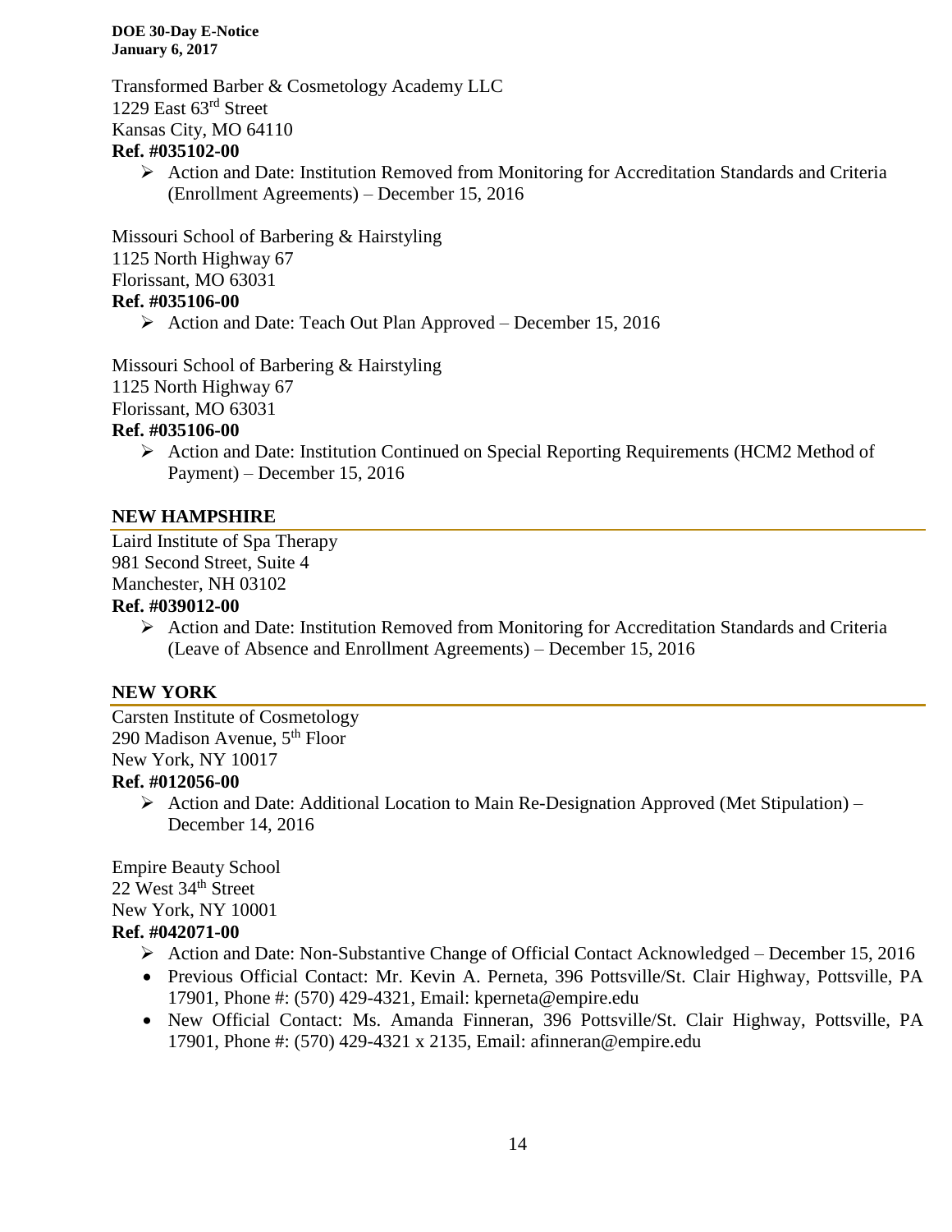Transformed Barber & Cosmetology Academy LLC
1229 East 63rd Street
Kansas City, MO 64110
**Ref. #035102-00**

- Action and Date: Institution Removed from Monitoring for Accreditation Standards and Criteria (Enrollment Agreements) – December 15, 2016

Missouri School of Barbering & Hairstyling
1125 North Highway 67
Florissant, MO 63031
**Ref. #035106-00**

- Action and Date: Teach Out Plan Approved – December 15, 2016

Missouri School of Barbering & Hairstyling
1125 North Highway 67
Florissant, MO 63031
**Ref. #035106-00**

- Action and Date: Institution Continued on Special Reporting Requirements (HCM2 Method of Payment) – December 15, 2016

## NEW HAMPSHIRE

Laird Institute of Spa Therapy
981 Second Street, Suite 4
Manchester, NH 03102
**Ref. #039012-00**

- Action and Date: Institution Removed from Monitoring for Accreditation Standards and Criteria (Leave of Absence and Enrollment Agreements) – December 15, 2016

## NEW YORK

Carsten Institute of Cosmetology
290 Madison Avenue, 5th Floor
New York, NY 10017
**Ref. #012056-00**

- Action and Date: Additional Location to Main Re-Designation Approved (Met Stipulation) – December 14, 2016

Empire Beauty School
22 West 34th Street
New York, NY 10001
**Ref. #042071-00**

- Action and Date: Non-Substantive Change of Official Contact Acknowledged – December 15, 2016
- Previous Official Contact: Mr. Kevin A. Perneta, 396 Pottsville/St. Clair Highway, Pottsville, PA 17901, Phone #: (570) 429-4321, Email: kperneta@empire.edu
- New Official Contact: Ms. Amanda Finneran, 396 Pottsville/St. Clair Highway, Pottsville, PA 17901, Phone #: (570) 429-4321 x 2135, Email: afinneran@empire.edu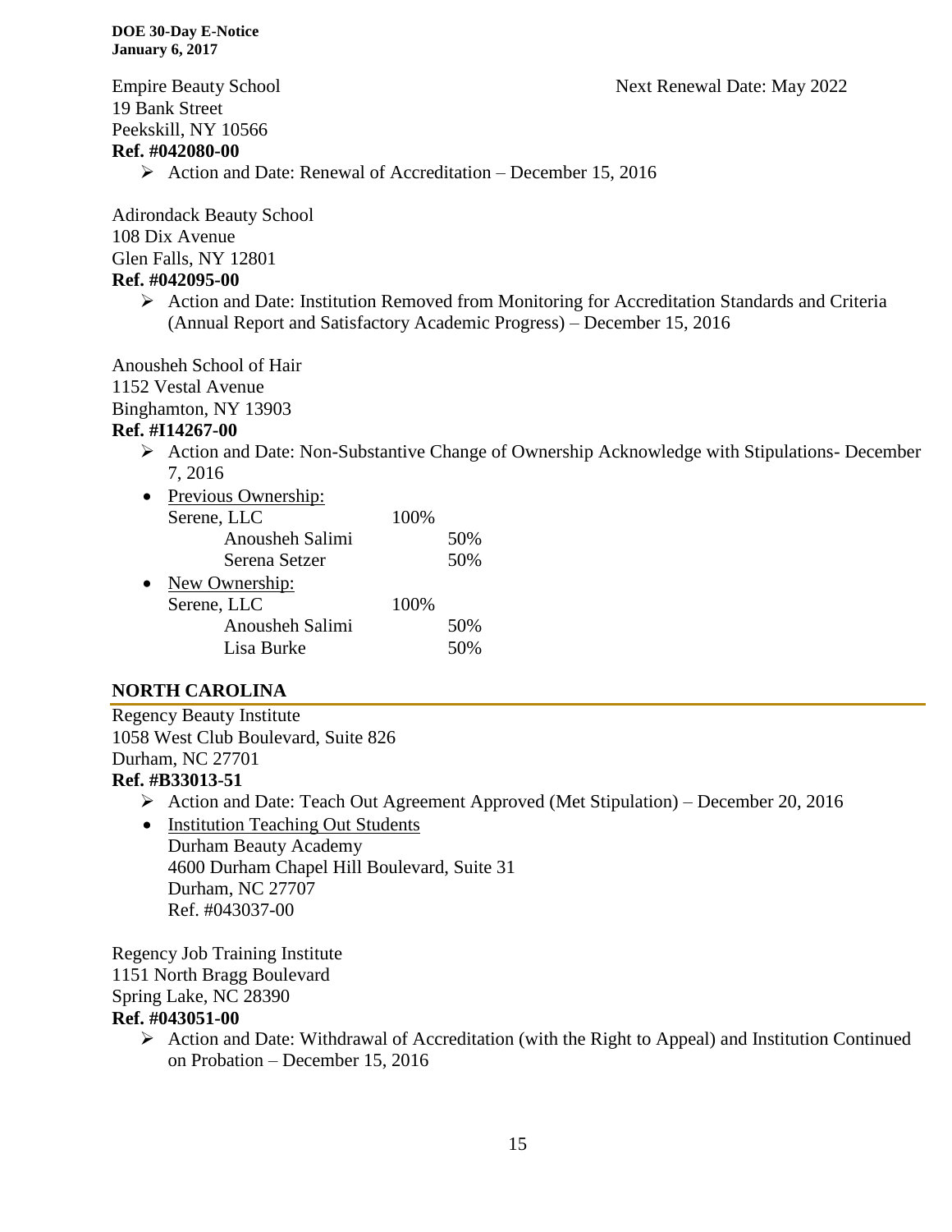Empire Beauty School  
19 Bank Street  
Peekskill, NY 10566  
**Ref. #042080-00**

Next Renewal Date: May 2022

- Action and Date: Renewal of Accreditation – December 15, 2016

Adirondack Beauty School  
108 Dix Avenue  
Glen Falls, NY 12801  
**Ref. #042095-00**

- Action and Date: Institution Removed from Monitoring for Accreditation Standards and Criteria (Annual Report and Satisfactory Academic Progress) – December 15, 2016

Anousheh School of Hair  
1152 Vestal Avenue  
Binghamton, NY 13903  
**Ref. #I14267-00**

- Action and Date: Non-Substantive Change of Ownership Acknowledge with Stipulations- December 7, 2016
- Previous Ownership:

| | | |
|---|---|---|
| Serene, LLC | 100% | |
| Anousheh Salimi | | 50% |
| Serena Setzer | | 50% |

- New Ownership:

| | | |
|---|---|---|
| Serene, LLC | 100% | |
| Anousheh Salimi | | 50% |
| Lisa Burke | | 50% |

## NORTH CAROLINA

Regency Beauty Institute  
1058 West Club Boulevard, Suite 826  
Durham, NC 27701  
**Ref. #B33013-51**

- Action and Date: Teach Out Agreement Approved (Met Stipulation) – December 20, 2016
- Institution Teaching Out Students  
  Durham Beauty Academy  
  4600 Durham Chapel Hill Boulevard, Suite 31  
  Durham, NC 27707  
  Ref. #043037-00

Regency Job Training Institute  
1151 North Bragg Boulevard  
Spring Lake, NC 28390  
**Ref. #043051-00**

- Action and Date: Withdrawal of Accreditation (with the Right to Appeal) and Institution Continued on Probation – December 15, 2016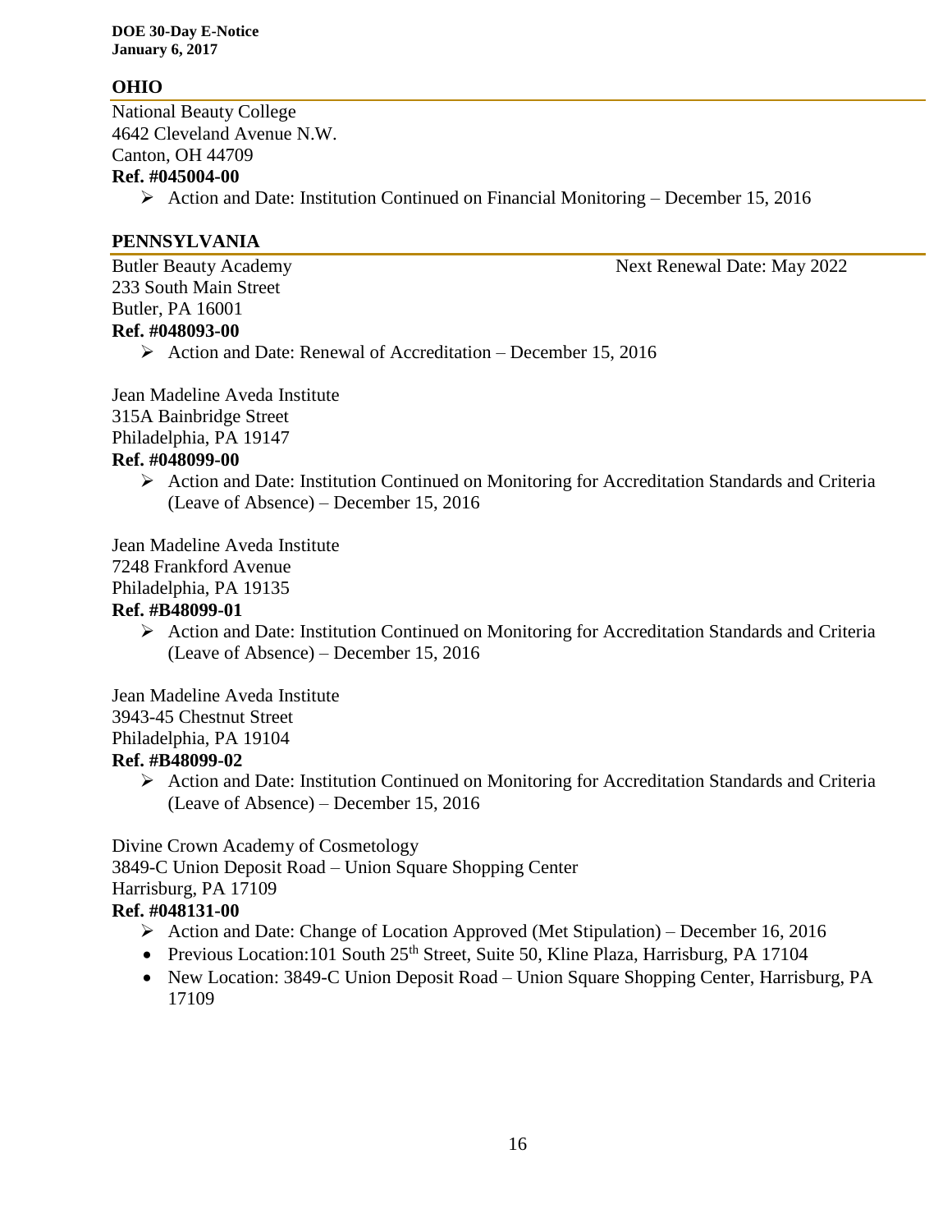## OHIO

National Beauty College
4642 Cleveland Avenue N.W.
Canton, OH 44709
**Ref. #045004-00**

- Action and Date: Institution Continued on Financial Monitoring – December 15, 2016

## PENNSYLVANIA

Butler Beauty Academy — Next Renewal Date: May 2022
233 South Main Street
Butler, PA 16001
**Ref. #048093-00**

- Action and Date: Renewal of Accreditation – December 15, 2016

Jean Madeline Aveda Institute
315A Bainbridge Street
Philadelphia, PA 19147
**Ref. #048099-00**

- Action and Date: Institution Continued on Monitoring for Accreditation Standards and Criteria (Leave of Absence) – December 15, 2016

Jean Madeline Aveda Institute
7248 Frankford Avenue
Philadelphia, PA 19135
**Ref. #B48099-01**

- Action and Date: Institution Continued on Monitoring for Accreditation Standards and Criteria (Leave of Absence) – December 15, 2016

Jean Madeline Aveda Institute
3943-45 Chestnut Street
Philadelphia, PA 19104
**Ref. #B48099-02**

- Action and Date: Institution Continued on Monitoring for Accreditation Standards and Criteria (Leave of Absence) – December 15, 2016

Divine Crown Academy of Cosmetology
3849-C Union Deposit Road – Union Square Shopping Center
Harrisburg, PA 17109
**Ref. #048131-00**

- Action and Date: Change of Location Approved (Met Stipulation) – December 16, 2016
- Previous Location:101 South 25th Street, Suite 50, Kline Plaza, Harrisburg, PA 17104
- New Location: 3849-C Union Deposit Road – Union Square Shopping Center, Harrisburg, PA 17109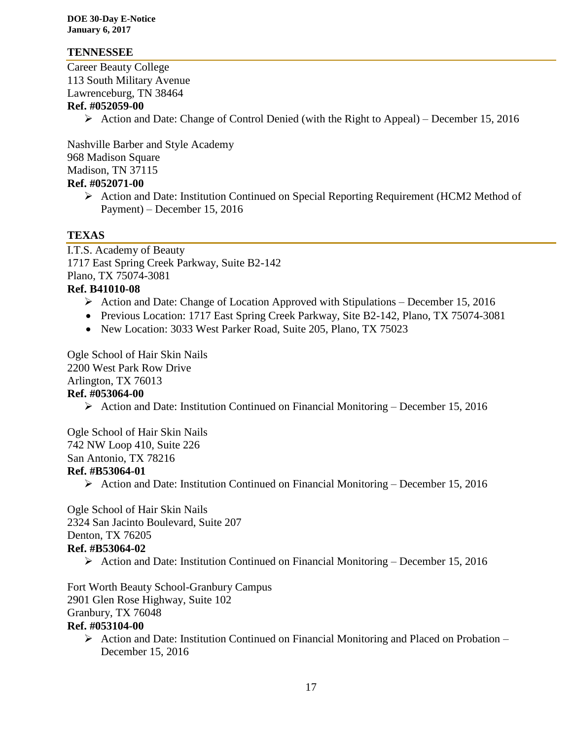## TENNESSEE

Career Beauty College
113 South Military Avenue
Lawrenceburg, TN 38464
**Ref. #052059-00**

- Action and Date: Change of Control Denied (with the Right to Appeal) – December 15, 2016

Nashville Barber and Style Academy
968 Madison Square
Madison, TN 37115
**Ref. #052071-00**

- Action and Date: Institution Continued on Special Reporting Requirement (HCM2 Method of Payment) – December 15, 2016

## TEXAS

I.T.S. Academy of Beauty
1717 East Spring Creek Parkway, Suite B2-142
Plano, TX 75074-3081
**Ref. B41010-08**

- Action and Date: Change of Location Approved with Stipulations – December 15, 2016
- Previous Location: 1717 East Spring Creek Parkway, Site B2-142, Plano, TX 75074-3081
- New Location: 3033 West Parker Road, Suite 205, Plano, TX 75023

Ogle School of Hair Skin Nails
2200 West Park Row Drive
Arlington, TX 76013
**Ref. #053064-00**

- Action and Date: Institution Continued on Financial Monitoring – December 15, 2016

Ogle School of Hair Skin Nails
742 NW Loop 410, Suite 226
San Antonio, TX 78216
**Ref. #B53064-01**

- Action and Date: Institution Continued on Financial Monitoring – December 15, 2016

Ogle School of Hair Skin Nails
2324 San Jacinto Boulevard, Suite 207
Denton, TX 76205
**Ref. #B53064-02**

- Action and Date: Institution Continued on Financial Monitoring – December 15, 2016

Fort Worth Beauty School-Granbury Campus
2901 Glen Rose Highway, Suite 102
Granbury, TX 76048
**Ref. #053104-00**

- Action and Date: Institution Continued on Financial Monitoring and Placed on Probation – December 15, 2016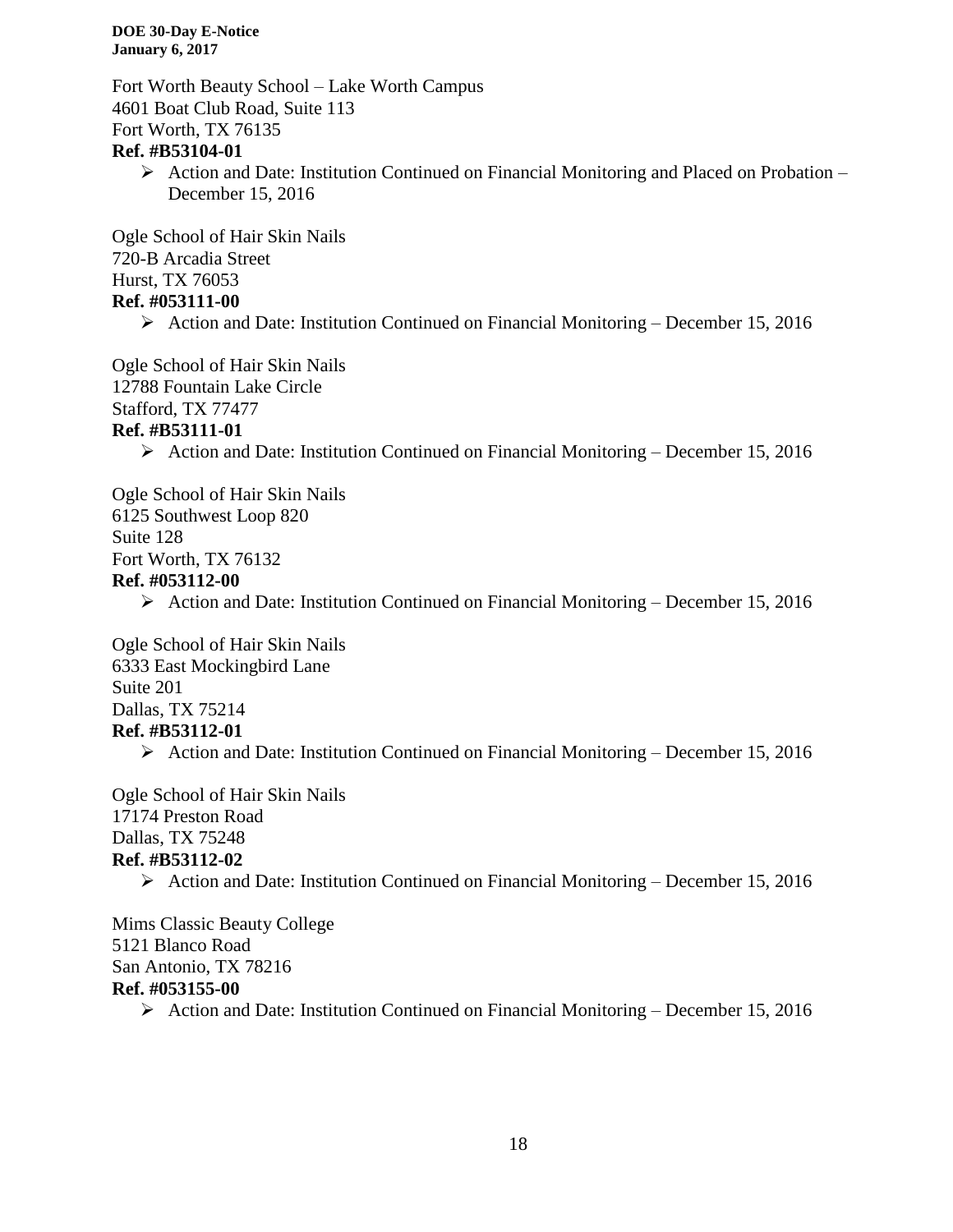Fort Worth Beauty School – Lake Worth Campus
4601 Boat Club Road, Suite 113
Fort Worth, TX 76135
**Ref. #B53104-01**

- Action and Date: Institution Continued on Financial Monitoring and Placed on Probation – December 15, 2016

Ogle School of Hair Skin Nails
720-B Arcadia Street
Hurst, TX 76053
**Ref. #053111-00**

- Action and Date: Institution Continued on Financial Monitoring – December 15, 2016

Ogle School of Hair Skin Nails
12788 Fountain Lake Circle
Stafford, TX 77477
**Ref. #B53111-01**

- Action and Date: Institution Continued on Financial Monitoring – December 15, 2016

Ogle School of Hair Skin Nails
6125 Southwest Loop 820
Suite 128
Fort Worth, TX 76132
**Ref. #053112-00**

- Action and Date: Institution Continued on Financial Monitoring – December 15, 2016

Ogle School of Hair Skin Nails
6333 East Mockingbird Lane
Suite 201
Dallas, TX 75214
**Ref. #B53112-01**

- Action and Date: Institution Continued on Financial Monitoring – December 15, 2016

Ogle School of Hair Skin Nails
17174 Preston Road
Dallas, TX 75248
**Ref. #B53112-02**

- Action and Date: Institution Continued on Financial Monitoring – December 15, 2016

Mims Classic Beauty College
5121 Blanco Road
San Antonio, TX 78216
**Ref. #053155-00**

- Action and Date: Institution Continued on Financial Monitoring – December 15, 2016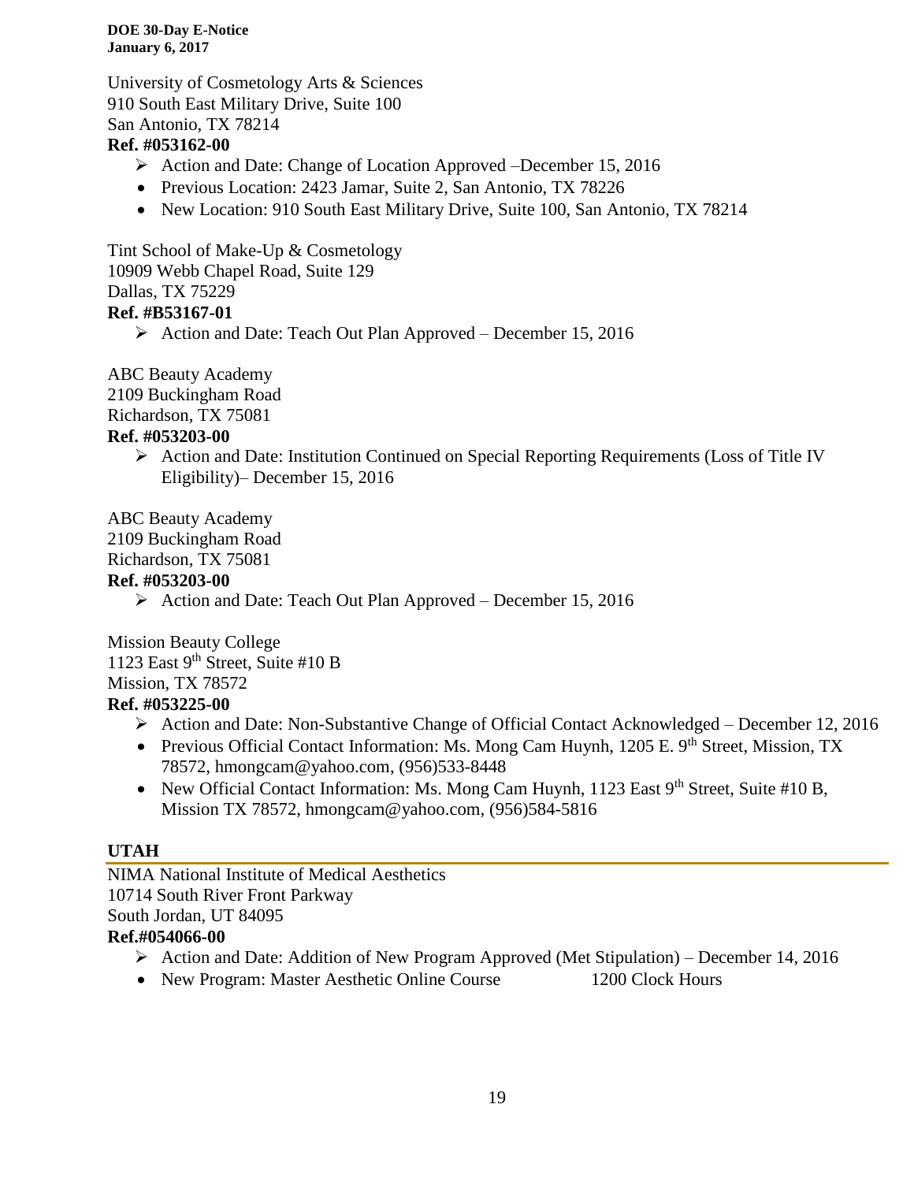University of Cosmetology Arts & Sciences
910 South East Military Drive, Suite 100
San Antonio, TX 78214
**Ref. #053162-00**

- Action and Date: Change of Location Approved –December 15, 2016
- Previous Location: 2423 Jamar, Suite 2, San Antonio, TX 78226
- New Location: 910 South East Military Drive, Suite 100, San Antonio, TX 78214

Tint School of Make-Up & Cosmetology
10909 Webb Chapel Road, Suite 129
Dallas, TX 75229
**Ref. #B53167-01**

- Action and Date: Teach Out Plan Approved – December 15, 2016

ABC Beauty Academy
2109 Buckingham Road
Richardson, TX 75081
**Ref. #053203-00**

- Action and Date: Institution Continued on Special Reporting Requirements (Loss of Title IV Eligibility)– December 15, 2016

ABC Beauty Academy
2109 Buckingham Road
Richardson, TX 75081
**Ref. #053203-00**

- Action and Date: Teach Out Plan Approved – December 15, 2016

Mission Beauty College
1123 East 9th Street, Suite #10 B
Mission, TX 78572
**Ref. #053225-00**

- Action and Date: Non-Substantive Change of Official Contact Acknowledged – December 12, 2016
- Previous Official Contact Information: Ms. Mong Cam Huynh, 1205 E. 9th Street, Mission, TX 78572, hmongcam@yahoo.com, (956)533-8448
- New Official Contact Information: Ms. Mong Cam Huynh, 1123 East 9th Street, Suite #10 B, Mission TX 78572, hmongcam@yahoo.com, (956)584-5816

## UTAH

NIMA National Institute of Medical Aesthetics
10714 South River Front Parkway
South Jordan, UT 84095
**Ref.#054066-00**

- Action and Date: Addition of New Program Approved (Met Stipulation) – December 14, 2016
- New Program: Master Aesthetic Online Course 1200 Clock Hours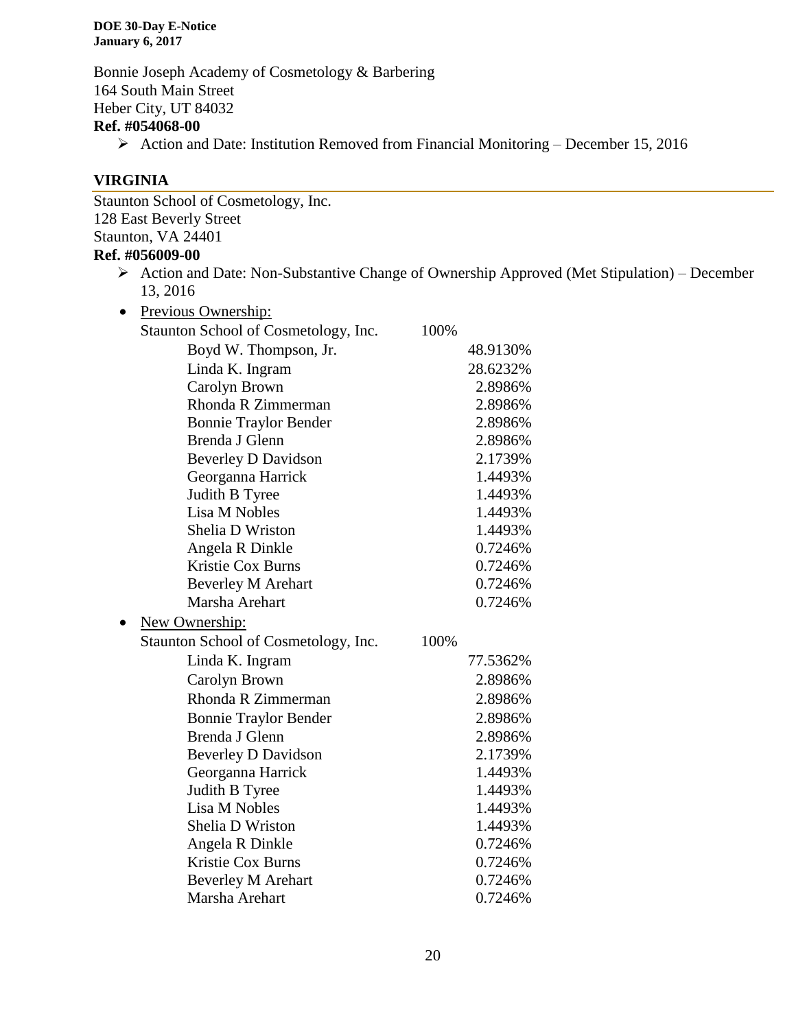Bonnie Joseph Academy of Cosmetology & Barbering
164 South Main Street
Heber City, UT 84032
**Ref. #054068-00**

- Action and Date: Institution Removed from Financial Monitoring – December 15, 2016

## VIRGINIA

Staunton School of Cosmetology, Inc.
128 East Beverly Street
Staunton, VA 24401
**Ref. #056009-00**

- Action and Date: Non-Substantive Change of Ownership Approved (Met Stipulation) – December 13, 2016

- Previous Ownership:

| | | |
|---|---|---|
| Staunton School of Cosmetology, Inc. | 100% | |
| Boyd W. Thompson, Jr. | | 48.9130% |
| Linda K. Ingram | | 28.6232% |
| Carolyn Brown | | 2.8986% |
| Rhonda R Zimmerman | | 2.8986% |
| Bonnie Traylor Bender | | 2.8986% |
| Brenda J Glenn | | 2.8986% |
| Beverley D Davidson | | 2.1739% |
| Georganna Harrick | | 1.4493% |
| Judith B Tyree | | 1.4493% |
| Lisa M Nobles | | 1.4493% |
| Shelia D Wriston | | 1.4493% |
| Angela R Dinkle | | 0.7246% |
| Kristie Cox Burns | | 0.7246% |
| Beverley M Arehart | | 0.7246% |
| Marsha Arehart | | 0.7246% |

- New Ownership:

| | | |
|---|---|---|
| Staunton School of Cosmetology, Inc. | 100% | |
| Linda K. Ingram | | 77.5362% |
| Carolyn Brown | | 2.8986% |
| Rhonda R Zimmerman | | 2.8986% |
| Bonnie Traylor Bender | | 2.8986% |
| Brenda J Glenn | | 2.8986% |
| Beverley D Davidson | | 2.1739% |
| Georganna Harrick | | 1.4493% |
| Judith B Tyree | | 1.4493% |
| Lisa M Nobles | | 1.4493% |
| Shelia D Wriston | | 1.4493% |
| Angela R Dinkle | | 0.7246% |
| Kristie Cox Burns | | 0.7246% |
| Beverley M Arehart | | 0.7246% |
| Marsha Arehart | | 0.7246% |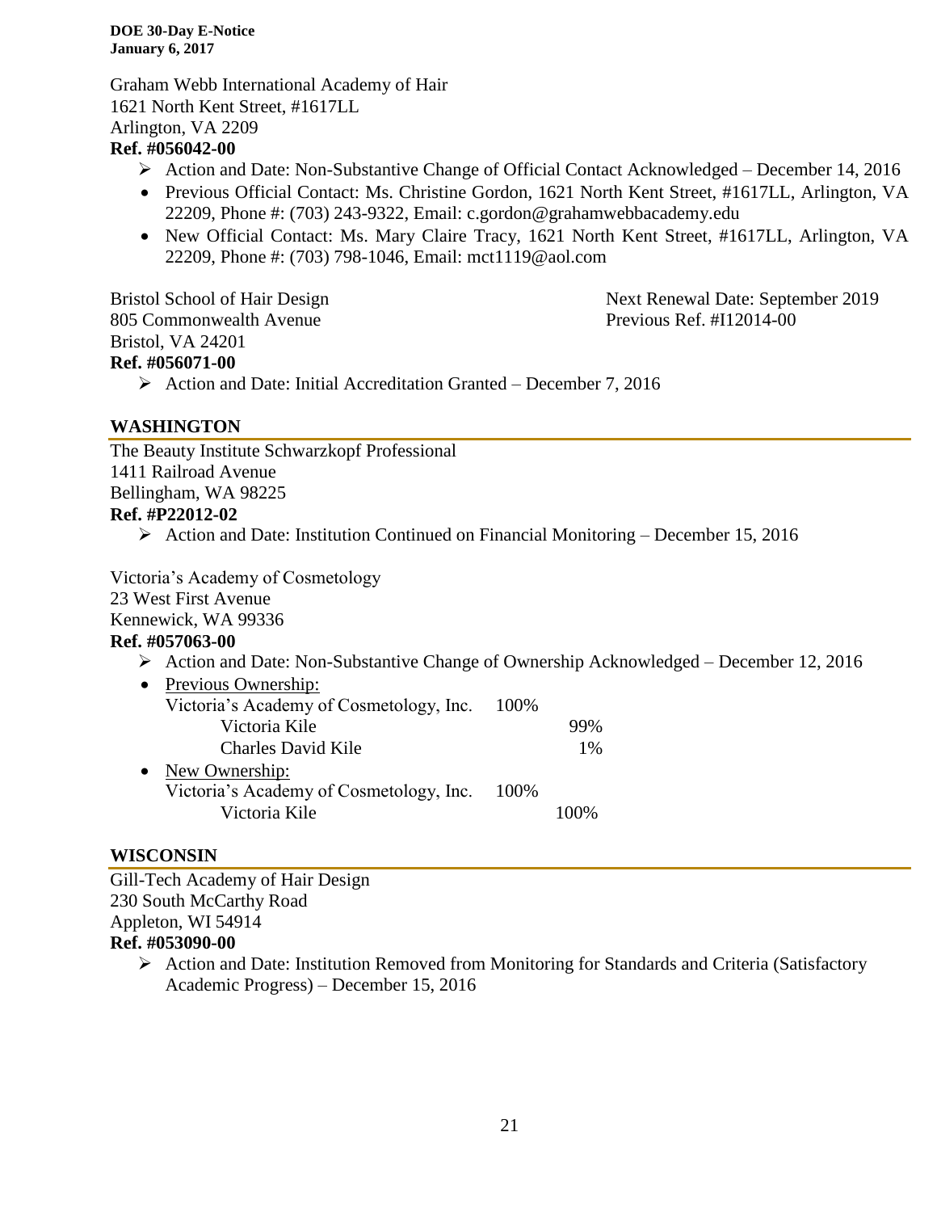Graham Webb International Academy of Hair
1621 North Kent Street, #1617LL
Arlington, VA 2209
**Ref. #056042-00**

- Action and Date: Non-Substantive Change of Official Contact Acknowledged – December 14, 2016
- Previous Official Contact: Ms. Christine Gordon, 1621 North Kent Street, #1617LL, Arlington, VA 22209, Phone #: (703) 243-9322, Email: c.gordon@grahamwebbacademy.edu
- New Official Contact: Ms. Mary Claire Tracy, 1621 North Kent Street, #1617LL, Arlington, VA 22209, Phone #: (703) 798-1046, Email: mct1119@aol.com

Bristol School of Hair Design
805 Commonwealth Avenue
Bristol, VA 24201
**Ref. #056071-00**

Next Renewal Date: September 2019
Previous Ref. #I12014-00

- Action and Date: Initial Accreditation Granted – December 7, 2016

## WASHINGTON

The Beauty Institute Schwarzkopf Professional
1411 Railroad Avenue
Bellingham, WA 98225
**Ref. #P22012-02**

- Action and Date: Institution Continued on Financial Monitoring – December 15, 2016

Victoria's Academy of Cosmetology
23 West First Avenue
Kennewick, WA 99336
**Ref. #057063-00**

- Action and Date: Non-Substantive Change of Ownership Acknowledged – December 12, 2016
- Previous Ownership:
  - Victoria's Academy of Cosmetology, Inc. 100%
    - Victoria Kile 99%
    - Charles David Kile 1%
- New Ownership:
  - Victoria's Academy of Cosmetology, Inc. 100%
    - Victoria Kile 100%

## WISCONSIN

Gill-Tech Academy of Hair Design
230 South McCarthy Road
Appleton, WI 54914
**Ref. #053090-00**

- Action and Date: Institution Removed from Monitoring for Standards and Criteria (Satisfactory Academic Progress) – December 15, 2016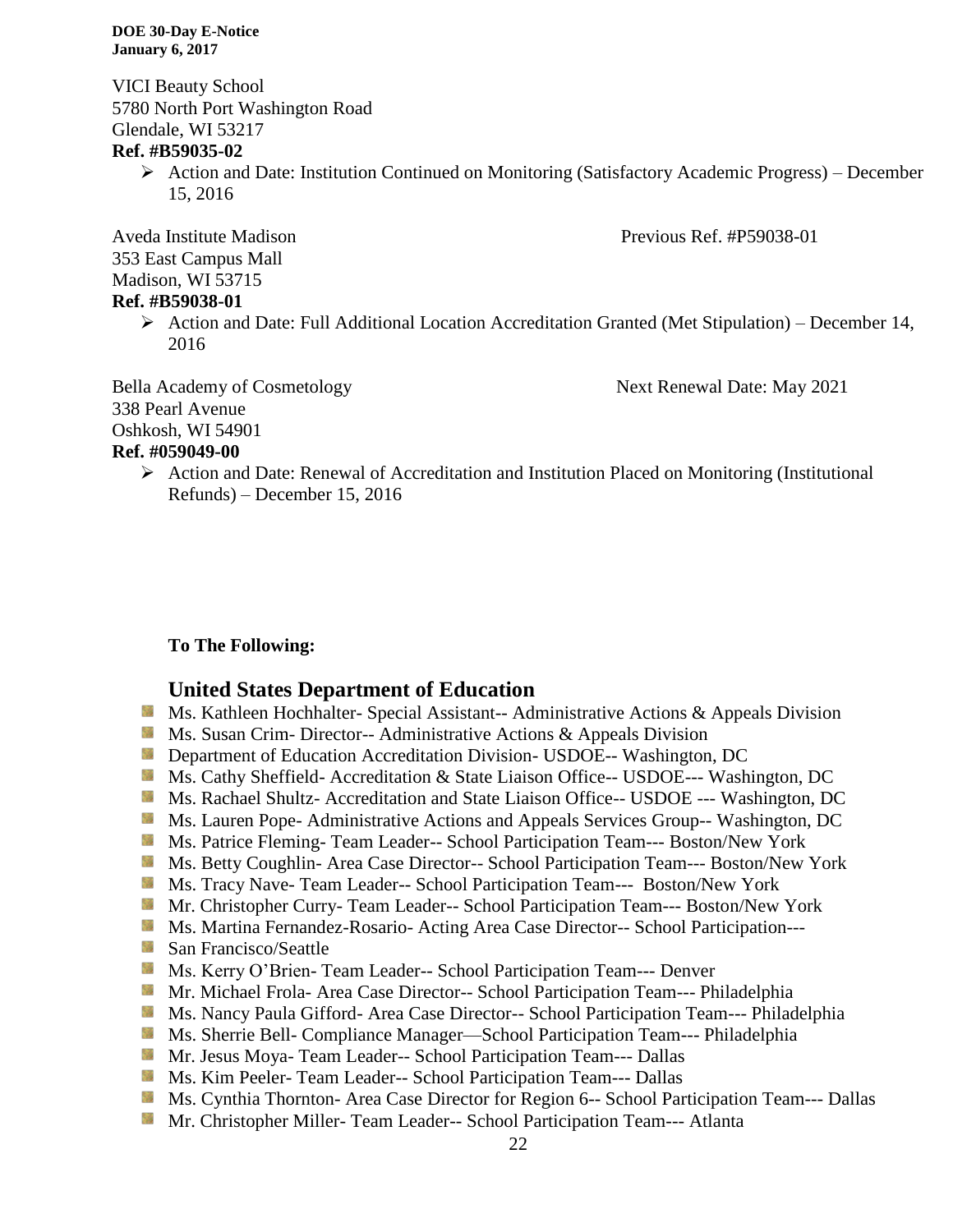VICI Beauty School
5780 North Port Washington Road
Glendale, WI 53217
**Ref. #B59035-02**

- Action and Date: Institution Continued on Monitoring (Satisfactory Academic Progress) – December 15, 2016

Aveda Institute Madison — Previous Ref. #P59038-01
353 East Campus Mall
Madison, WI 53715
**Ref. #B59038-01**

- Action and Date: Full Additional Location Accreditation Granted (Met Stipulation) – December 14, 2016

Bella Academy of Cosmetology — Next Renewal Date: May 2021
338 Pearl Avenue
Oshkosh, WI 54901
**Ref. #059049-00**

- Action and Date: Renewal of Accreditation and Institution Placed on Monitoring (Institutional Refunds) – December 15, 2016

**To The Following:**

## United States Department of Education

- Ms. Kathleen Hochhalter- Special Assistant-- Administrative Actions & Appeals Division
- Ms. Susan Crim- Director-- Administrative Actions & Appeals Division
- Department of Education Accreditation Division- USDOE-- Washington, DC
- Ms. Cathy Sheffield- Accreditation & State Liaison Office-- USDOE--- Washington, DC
- Ms. Rachael Shultz- Accreditation and State Liaison Office-- USDOE --- Washington, DC
- Ms. Lauren Pope- Administrative Actions and Appeals Services Group-- Washington, DC
- Ms. Patrice Fleming- Team Leader-- School Participation Team--- Boston/New York
- Ms. Betty Coughlin- Area Case Director-- School Participation Team--- Boston/New York
- Ms. Tracy Nave- Team Leader-- School Participation Team--- Boston/New York
- Mr. Christopher Curry- Team Leader-- School Participation Team--- Boston/New York
- Ms. Martina Fernandez-Rosario- Acting Area Case Director-- School Participation---
- San Francisco/Seattle
- Ms. Kerry O'Brien- Team Leader-- School Participation Team--- Denver
- Mr. Michael Frola- Area Case Director-- School Participation Team--- Philadelphia
- Ms. Nancy Paula Gifford- Area Case Director-- School Participation Team--- Philadelphia
- Ms. Sherrie Bell- Compliance Manager—School Participation Team--- Philadelphia
- Mr. Jesus Moya- Team Leader-- School Participation Team--- Dallas
- Ms. Kim Peeler- Team Leader-- School Participation Team--- Dallas
- Ms. Cynthia Thornton- Area Case Director for Region 6-- School Participation Team--- Dallas
- Mr. Christopher Miller- Team Leader-- School Participation Team--- Atlanta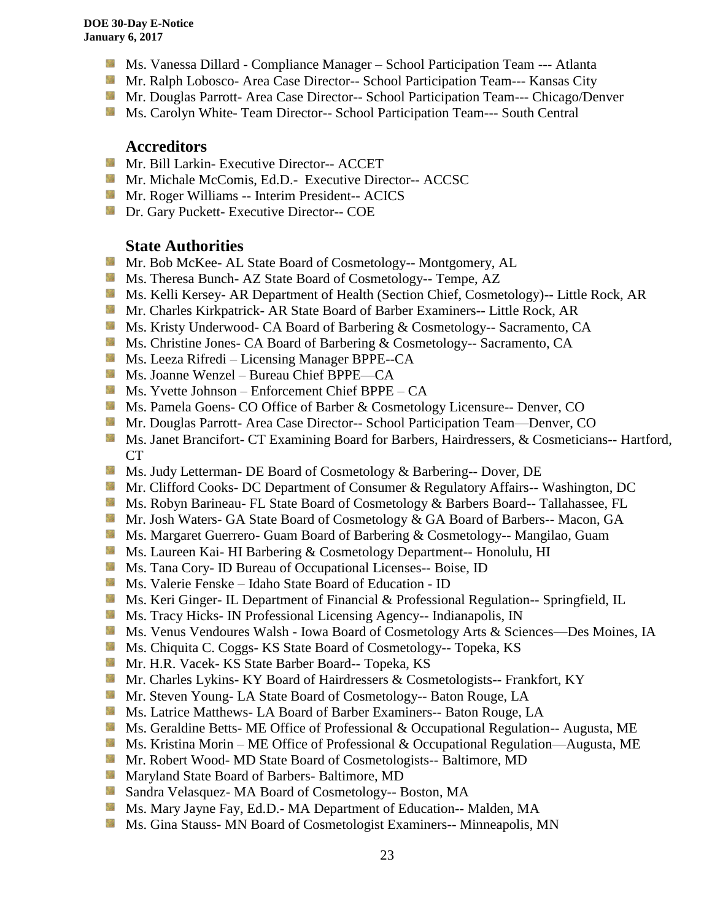- Ms. Vanessa Dillard - Compliance Manager – School Participation Team --- Atlanta
- Mr. Ralph Lobosco- Area Case Director-- School Participation Team--- Kansas City
- Mr. Douglas Parrott- Area Case Director-- School Participation Team--- Chicago/Denver
- Ms. Carolyn White- Team Director-- School Participation Team--- South Central

## Accreditors

- Mr. Bill Larkin- Executive Director-- ACCET
- Mr. Michale McComis, Ed.D.- Executive Director-- ACCSC
- Mr. Roger Williams -- Interim President-- ACICS
- Dr. Gary Puckett- Executive Director-- COE

## State Authorities

- Mr. Bob McKee- AL State Board of Cosmetology-- Montgomery, AL
- Ms. Theresa Bunch- AZ State Board of Cosmetology-- Tempe, AZ
- Ms. Kelli Kersey- AR Department of Health (Section Chief, Cosmetology)-- Little Rock, AR
- Mr. Charles Kirkpatrick- AR State Board of Barber Examiners-- Little Rock, AR
- Ms. Kristy Underwood- CA Board of Barbering & Cosmetology-- Sacramento, CA
- Ms. Christine Jones- CA Board of Barbering & Cosmetology-- Sacramento, CA
- Ms. Leeza Rifredi – Licensing Manager BPPE--CA
- Ms. Joanne Wenzel – Bureau Chief BPPE—CA
- Ms. Yvette Johnson – Enforcement Chief BPPE – CA
- Ms. Pamela Goens- CO Office of Barber & Cosmetology Licensure-- Denver, CO
- Mr. Douglas Parrott- Area Case Director-- School Participation Team—Denver, CO
- Ms. Janet Brancifort- CT Examining Board for Barbers, Hairdressers, & Cosmeticians-- Hartford, CT
- Ms. Judy Letterman- DE Board of Cosmetology & Barbering-- Dover, DE
- Mr. Clifford Cooks- DC Department of Consumer & Regulatory Affairs-- Washington, DC
- Ms. Robyn Barineau- FL State Board of Cosmetology & Barbers Board-- Tallahassee, FL
- Mr. Josh Waters- GA State Board of Cosmetology & GA Board of Barbers-- Macon, GA
- Ms. Margaret Guerrero- Guam Board of Barbering & Cosmetology-- Mangilao, Guam
- Ms. Laureen Kai- HI Barbering & Cosmetology Department-- Honolulu, HI
- Ms. Tana Cory- ID Bureau of Occupational Licenses-- Boise, ID
- Ms. Valerie Fenske – Idaho State Board of Education - ID
- Ms. Keri Ginger- IL Department of Financial & Professional Regulation-- Springfield, IL
- Ms. Tracy Hicks- IN Professional Licensing Agency-- Indianapolis, IN
- Ms. Venus Vendoures Walsh - Iowa Board of Cosmetology Arts & Sciences—Des Moines, IA
- Ms. Chiquita C. Coggs- KS State Board of Cosmetology-- Topeka, KS
- Mr. H.R. Vacek- KS State Barber Board-- Topeka, KS
- Mr. Charles Lykins- KY Board of Hairdressers & Cosmetologists-- Frankfort, KY
- Mr. Steven Young- LA State Board of Cosmetology-- Baton Rouge, LA
- Ms. Latrice Matthews- LA Board of Barber Examiners-- Baton Rouge, LA
- Ms. Geraldine Betts- ME Office of Professional & Occupational Regulation-- Augusta, ME
- Ms. Kristina Morin – ME Office of Professional & Occupational Regulation—Augusta, ME
- Mr. Robert Wood- MD State Board of Cosmetologists-- Baltimore, MD
- Maryland State Board of Barbers- Baltimore, MD
- Sandra Velasquez- MA Board of Cosmetology-- Boston, MA
- Ms. Mary Jayne Fay, Ed.D.- MA Department of Education-- Malden, MA
- Ms. Gina Stauss- MN Board of Cosmetologist Examiners-- Minneapolis, MN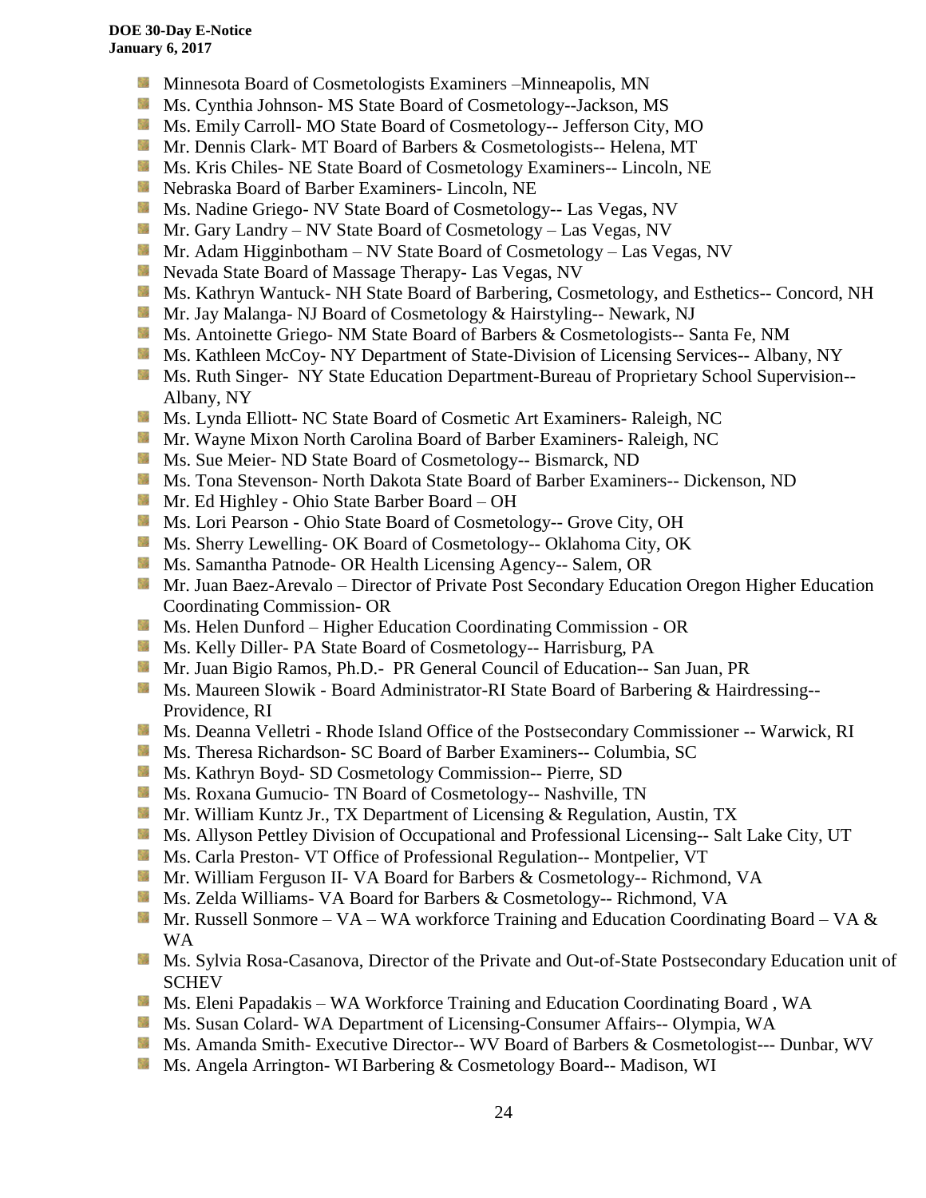- Minnesota Board of Cosmetologists Examiners –Minneapolis, MN
- Ms. Cynthia Johnson- MS State Board of Cosmetology--Jackson, MS
- Ms. Emily Carroll- MO State Board of Cosmetology-- Jefferson City, MO
- Mr. Dennis Clark- MT Board of Barbers & Cosmetologists-- Helena, MT
- Ms. Kris Chiles- NE State Board of Cosmetology Examiners-- Lincoln, NE
- Nebraska Board of Barber Examiners- Lincoln, NE
- Ms. Nadine Griego- NV State Board of Cosmetology-- Las Vegas, NV
- Mr. Gary Landry – NV State Board of Cosmetology – Las Vegas, NV
- Mr. Adam Higginbotham – NV State Board of Cosmetology – Las Vegas, NV
- Nevada State Board of Massage Therapy- Las Vegas, NV
- Ms. Kathryn Wantuck- NH State Board of Barbering, Cosmetology, and Esthetics-- Concord, NH
- Mr. Jay Malanga- NJ Board of Cosmetology & Hairstyling-- Newark, NJ
- Ms. Antoinette Griego- NM State Board of Barbers & Cosmetologists-- Santa Fe, NM
- Ms. Kathleen McCoy- NY Department of State-Division of Licensing Services-- Albany, NY
- Ms. Ruth Singer- NY State Education Department-Bureau of Proprietary School Supervision-- Albany, NY
- Ms. Lynda Elliott- NC State Board of Cosmetic Art Examiners- Raleigh, NC
- Mr. Wayne Mixon North Carolina Board of Barber Examiners- Raleigh, NC
- Ms. Sue Meier- ND State Board of Cosmetology-- Bismarck, ND
- Ms. Tona Stevenson- North Dakota State Board of Barber Examiners-- Dickenson, ND
- Mr. Ed Highley - Ohio State Barber Board – OH
- Ms. Lori Pearson - Ohio State Board of Cosmetology-- Grove City, OH
- Ms. Sherry Lewelling- OK Board of Cosmetology-- Oklahoma City, OK
- Ms. Samantha Patnode- OR Health Licensing Agency-- Salem, OR
- Mr. Juan Baez-Arevalo – Director of Private Post Secondary Education Oregon Higher Education Coordinating Commission- OR
- Ms. Helen Dunford – Higher Education Coordinating Commission - OR
- Ms. Kelly Diller- PA State Board of Cosmetology-- Harrisburg, PA
- Mr. Juan Bigio Ramos, Ph.D.- PR General Council of Education-- San Juan, PR
- Ms. Maureen Slowik - Board Administrator-RI State Board of Barbering & Hairdressing-- Providence, RI
- Ms. Deanna Velletri - Rhode Island Office of the Postsecondary Commissioner -- Warwick, RI
- Ms. Theresa Richardson- SC Board of Barber Examiners-- Columbia, SC
- Ms. Kathryn Boyd- SD Cosmetology Commission-- Pierre, SD
- Ms. Roxana Gumucio- TN Board of Cosmetology-- Nashville, TN
- Mr. William Kuntz Jr., TX Department of Licensing & Regulation, Austin, TX
- Ms. Allyson Pettley Division of Occupational and Professional Licensing-- Salt Lake City, UT
- Ms. Carla Preston- VT Office of Professional Regulation-- Montpelier, VT
- Mr. William Ferguson II- VA Board for Barbers & Cosmetology-- Richmond, VA
- Ms. Zelda Williams- VA Board for Barbers & Cosmetology-- Richmond, VA
- Mr. Russell Sonmore – VA – WA workforce Training and Education Coordinating Board – VA & WA
- Ms. Sylvia Rosa-Casanova, Director of the Private and Out-of-State Postsecondary Education unit of SCHEV
- Ms. Eleni Papadakis – WA Workforce Training and Education Coordinating Board , WA
- Ms. Susan Colard- WA Department of Licensing-Consumer Affairs-- Olympia, WA
- Ms. Amanda Smith- Executive Director-- WV Board of Barbers & Cosmetologist--- Dunbar, WV
- Ms. Angela Arrington- WI Barbering & Cosmetology Board-- Madison, WI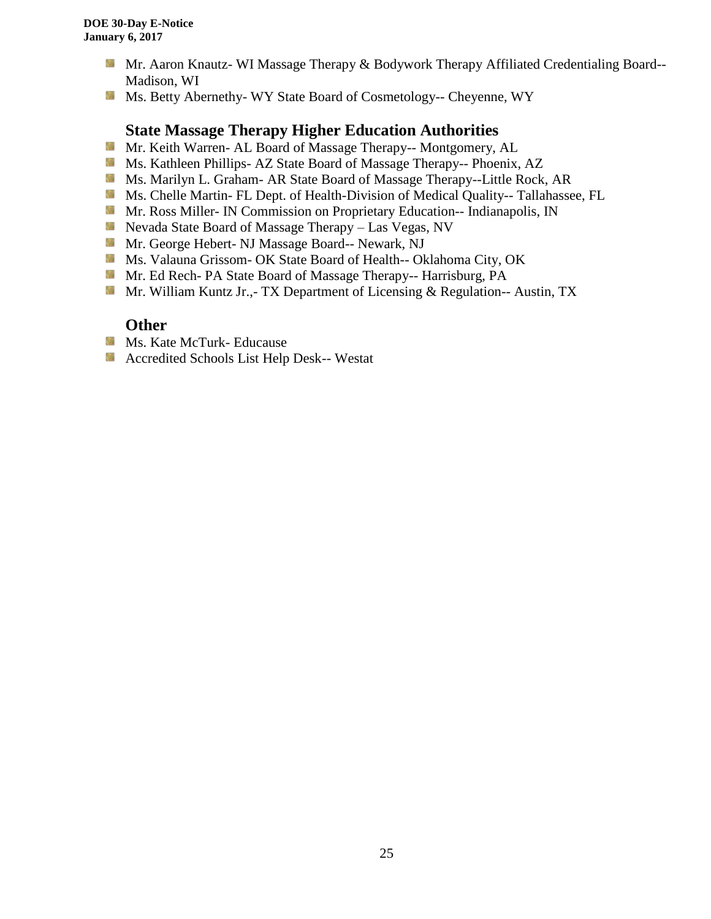- Mr. Aaron Knautz- WI Massage Therapy & Bodywork Therapy Affiliated Credentialing Board-- Madison, WI
- Ms. Betty Abernethy- WY State Board of Cosmetology-- Cheyenne, WY

## State Massage Therapy Higher Education Authorities

- Mr. Keith Warren- AL Board of Massage Therapy-- Montgomery, AL
- Ms. Kathleen Phillips- AZ State Board of Massage Therapy-- Phoenix, AZ
- Ms. Marilyn L. Graham- AR State Board of Massage Therapy--Little Rock, AR
- Ms. Chelle Martin- FL Dept. of Health-Division of Medical Quality-- Tallahassee, FL
- Mr. Ross Miller- IN Commission on Proprietary Education-- Indianapolis, IN
- Nevada State Board of Massage Therapy – Las Vegas, NV
- Mr. George Hebert- NJ Massage Board-- Newark, NJ
- Ms. Valauna Grissom- OK State Board of Health-- Oklahoma City, OK
- Mr. Ed Rech- PA State Board of Massage Therapy-- Harrisburg, PA
- Mr. William Kuntz Jr.,- TX Department of Licensing & Regulation-- Austin, TX

## Other

- Ms. Kate McTurk- Educause
- Accredited Schools List Help Desk-- Westat